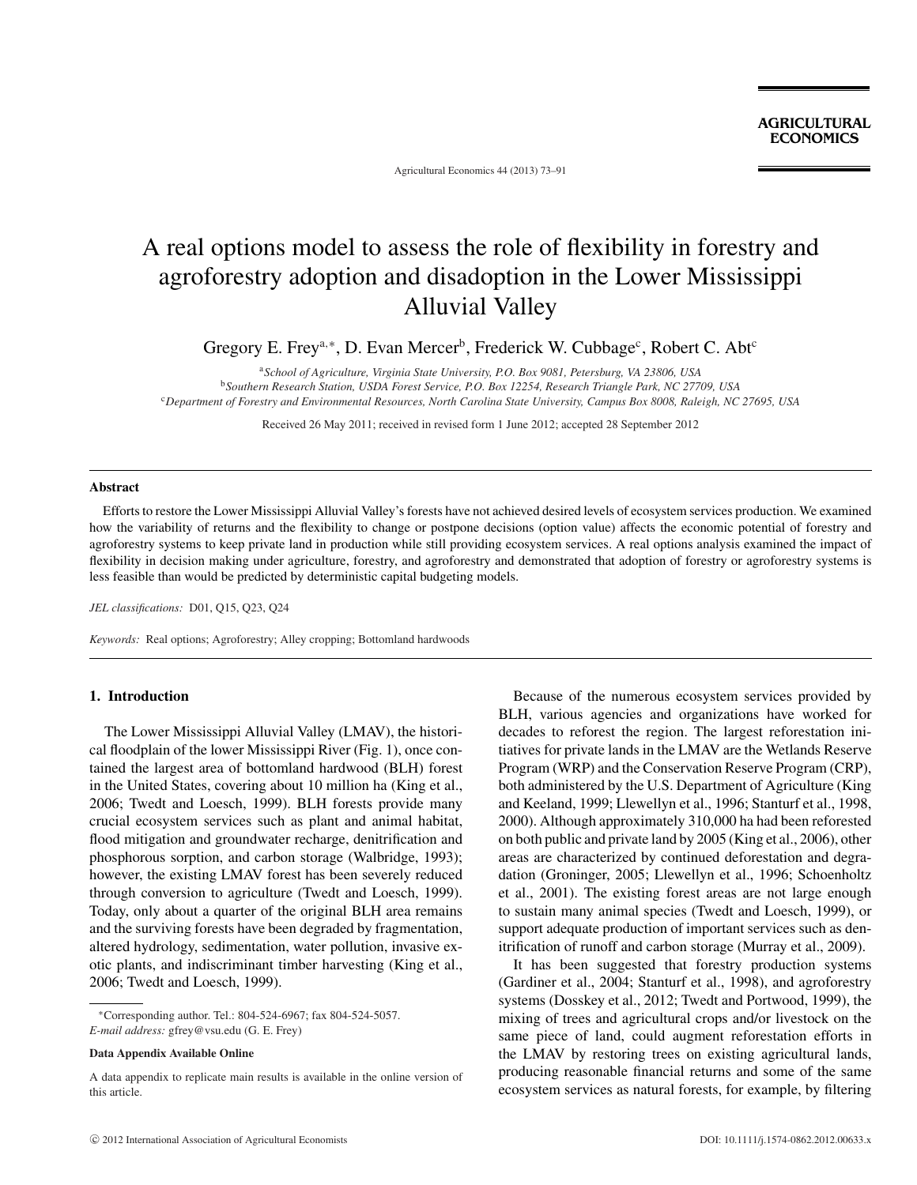# A real options model to assess the role of flexibility in forestry and agroforestry adoption and disadoption in the Lower Mississippi Alluvial Valley

Gregory E. Frey[a,*], D. Evan Mercer[b], Frederick W. Cubbage[c], Robert C. Abt[c]

[a]*School of Agriculture, Virginia State University, P.O. Box 9081, Petersburg, VA 23806, USA*
[b]*Southern Research Station, USDA Forest Service, P.O. Box 12254, Research Triangle Park, NC 27709, USA*
[c]*Department of Forestry and Environmental Resources, North Carolina State University, Campus Box 8008, Raleigh, NC 27695, USA*

Received 26 May 2011; received in revised form 1 June 2012; accepted 28 September 2012

## Abstract

Efforts to restore the Lower Mississippi Alluvial Valley's forests have not achieved desired levels of ecosystem services production. We examined how the variability of returns and the flexibility to change or postpone decisions (option value) affects the economic potential of forestry and agroforestry systems to keep private land in production while still providing ecosystem services. A real options analysis examined the impact of flexibility in decision making under agriculture, forestry, and agroforestry and demonstrated that adoption of forestry or agroforestry systems is less feasible than would be predicted by deterministic capital budgeting models.

*JEL classifications:* D01, Q15, Q23, Q24

*Keywords:* Real options; Agroforestry; Alley cropping; Bottomland hardwoods

## 1. Introduction

The Lower Mississippi Alluvial Valley (LMAV), the historical floodplain of the lower Mississippi River (Fig. 1), once contained the largest area of bottomland hardwood (BLH) forest in the United States, covering about 10 million ha (King et al., 2006; Twedt and Loesch, 1999). BLH forests provide many crucial ecosystem services such as plant and animal habitat, flood mitigation and groundwater recharge, denitrification and phosphorous sorption, and carbon storage (Walbridge, 1993); however, the existing LMAV forest has been severely reduced through conversion to agriculture (Twedt and Loesch, 1999). Today, only about a quarter of the original BLH area remains and the surviving forests have been degraded by fragmentation, altered hydrology, sedimentation, water pollution, invasive exotic plants, and indiscriminant timber harvesting (King et al., 2006; Twedt and Loesch, 1999).

Because of the numerous ecosystem services provided by BLH, various agencies and organizations have worked for decades to reforest the region. The largest reforestation initiatives for private lands in the LMAV are the Wetlands Reserve Program (WRP) and the Conservation Reserve Program (CRP), both administered by the U.S. Department of Agriculture (King and Keeland, 1999; Llewellyn et al., 1996; Stanturf et al., 1998, 2000). Although approximately 310,000 ha had been reforested on both public and private land by 2005 (King et al., 2006), other areas are characterized by continued deforestation and degradation (Groninger, 2005; Llewellyn et al., 1996; Schoenholtz et al., 2001). The existing forest areas are not large enough to sustain many animal species (Twedt and Loesch, 1999), or support adequate production of important services such as denitrification of runoff and carbon storage (Murray et al., 2009).

It has been suggested that forestry production systems (Gardiner et al., 2004; Stanturf et al., 1998), and agroforestry systems (Dosskey et al., 2012; Twedt and Portwood, 1999), the mixing of trees and agricultural crops and/or livestock on the same piece of land, could augment reforestation efforts in the LMAV by restoring trees on existing agricultural lands, producing reasonable financial returns and some of the same ecosystem services as natural forests, for example, by filtering

*Corresponding author. Tel.: 804-524-6967; fax 804-524-5057.
*E-mail address:* gfrey@vsu.edu (G. E. Frey)

**Data Appendix Available Online**

A data appendix to replicate main results is available in the online version of this article.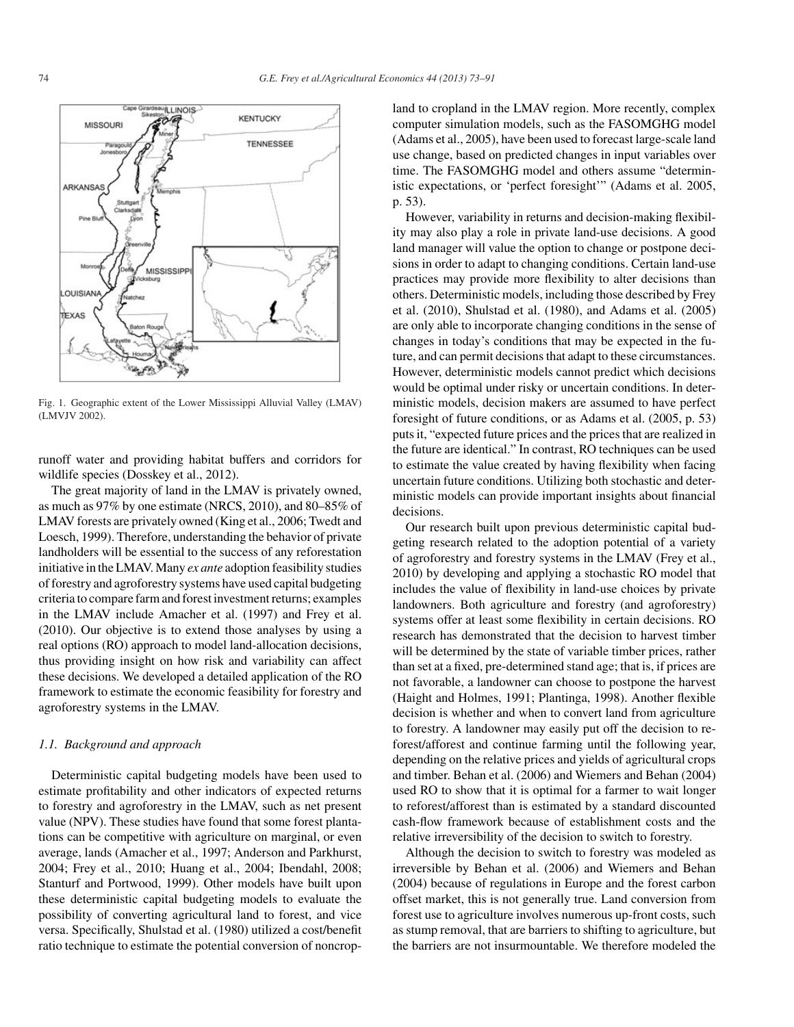Fig. 1. Geographic extent of the Lower Mississippi Alluvial Valley (LMAV) (LMVJV 2002).

runoff water and providing habitat buffers and corridors for wildlife species (Dosskey et al., 2012).

The great majority of land in the LMAV is privately owned, as much as 97% by one estimate (NRCS, 2010), and 80–85% of LMAV forests are privately owned (King et al., 2006; Twedt and Loesch, 1999). Therefore, understanding the behavior of private landholders will be essential to the success of any reforestation initiative in the LMAV. Many *ex ante* adoption feasibility studies of forestry and agroforestry systems have used capital budgeting criteria to compare farm and forest investment returns; examples in the LMAV include Amacher et al. (1997) and Frey et al. (2010). Our objective is to extend those analyses by using a real options (RO) approach to model land-allocation decisions, thus providing insight on how risk and variability can affect these decisions. We developed a detailed application of the RO framework to estimate the economic feasibility for forestry and agroforestry systems in the LMAV.

### *1.1. Background and approach*

Deterministic capital budgeting models have been used to estimate profitability and other indicators of expected returns to forestry and agroforestry in the LMAV, such as net present value (NPV). These studies have found that some forest plantations can be competitive with agriculture on marginal, or even average, lands (Amacher et al., 1997; Anderson and Parkhurst, 2004; Frey et al., 2010; Huang et al., 2004; Ibendahl, 2008; Stanturf and Portwood, 1999). Other models have built upon these deterministic capital budgeting models to evaluate the possibility of converting agricultural land to forest, and vice versa. Specifically, Shulstad et al. (1980) utilized a cost/benefit ratio technique to estimate the potential conversion of noncropland to cropland in the LMAV region. More recently, complex computer simulation models, such as the FASOMGHG model (Adams et al., 2005), have been used to forecast large-scale land use change, based on predicted changes in input variables over time. The FASOMGHG model and others assume "deterministic expectations, or 'perfect foresight'" (Adams et al. 2005, p. 53).

However, variability in returns and decision-making flexibility may also play a role in private land-use decisions. A good land manager will value the option to change or postpone decisions in order to adapt to changing conditions. Certain land-use practices may provide more flexibility to alter decisions than others. Deterministic models, including those described by Frey et al. (2010), Shulstad et al. (1980), and Adams et al. (2005) are only able to incorporate changing conditions in the sense of changes in today's conditions that may be expected in the future, and can permit decisions that adapt to these circumstances. However, deterministic models cannot predict which decisions would be optimal under risky or uncertain conditions. In deterministic models, decision makers are assumed to have perfect foresight of future conditions, or as Adams et al. (2005, p. 53) puts it, "expected future prices and the prices that are realized in the future are identical." In contrast, RO techniques can be used to estimate the value created by having flexibility when facing uncertain future conditions. Utilizing both stochastic and deterministic models can provide important insights about financial decisions.

Our research built upon previous deterministic capital budgeting research related to the adoption potential of a variety of agroforestry and forestry systems in the LMAV (Frey et al., 2010) by developing and applying a stochastic RO model that includes the value of flexibility in land-use choices by private landowners. Both agriculture and forestry (and agroforestry) systems offer at least some flexibility in certain decisions. RO research has demonstrated that the decision to harvest timber will be determined by the state of variable timber prices, rather than set at a fixed, pre-determined stand age; that is, if prices are not favorable, a landowner can choose to postpone the harvest (Haight and Holmes, 1991; Plantinga, 1998). Another flexible decision is whether and when to convert land from agriculture to forestry. A landowner may easily put off the decision to reforest/afforest and continue farming until the following year, depending on the relative prices and yields of agricultural crops and timber. Behan et al. (2006) and Wiemers and Behan (2004) used RO to show that it is optimal for a farmer to wait longer to reforest/afforest than is estimated by a standard discounted cash-flow framework because of establishment costs and the relative irreversibility of the decision to switch to forestry.

Although the decision to switch to forestry was modeled as irreversible by Behan et al. (2006) and Wiemers and Behan (2004) because of regulations in Europe and the forest carbon offset market, this is not generally true. Land conversion from forest use to agriculture involves numerous up-front costs, such as stump removal, that are barriers to shifting to agriculture, but the barriers are not insurmountable. We therefore modeled the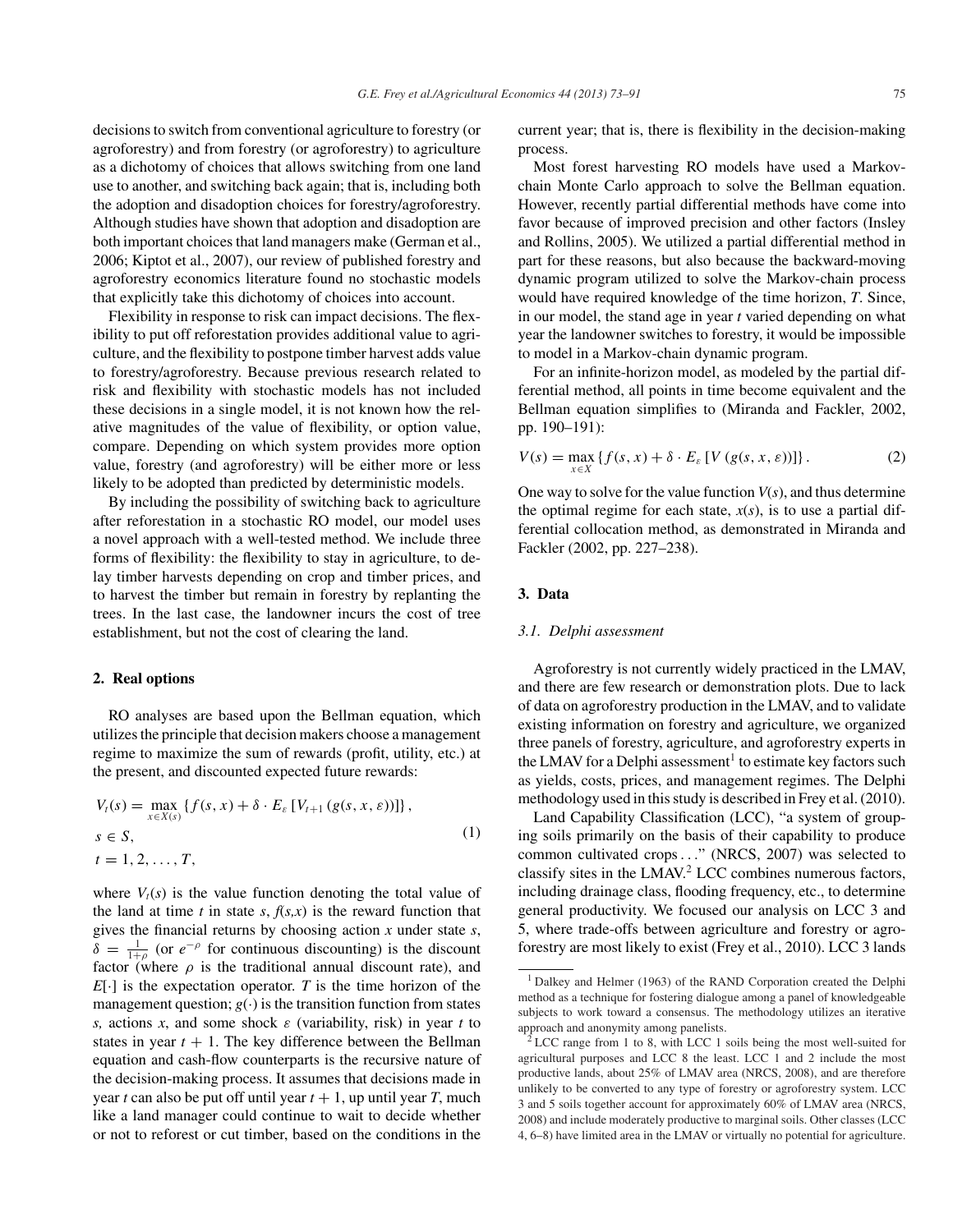decisions to switch from conventional agriculture to forestry (or agroforestry) and from forestry (or agroforestry) to agriculture as a dichotomy of choices that allows switching from one land use to another, and switching back again; that is, including both the adoption and disadoption choices for forestry/agroforestry. Although studies have shown that adoption and disadoption are both important choices that land managers make (German et al., 2006; Kiptot et al., 2007), our review of published forestry and agroforestry economics literature found no stochastic models that explicitly take this dichotomy of choices into account.

Flexibility in response to risk can impact decisions. The flexibility to put off reforestation provides additional value to agriculture, and the flexibility to postpone timber harvest adds value to forestry/agroforestry. Because previous research related to risk and flexibility with stochastic models has not included these decisions in a single model, it is not known how the relative magnitudes of the value of flexibility, or option value, compare. Depending on which system provides more option value, forestry (and agroforestry) will be either more or less likely to be adopted than predicted by deterministic models.

By including the possibility of switching back to agriculture after reforestation in a stochastic RO model, our model uses a novel approach with a well-tested method. We include three forms of flexibility: the flexibility to stay in agriculture, to delay timber harvests depending on crop and timber prices, and to harvest the timber but remain in forestry by replanting the trees. In the last case, the landowner incurs the cost of tree establishment, but not the cost of clearing the land.

## 2. Real options

RO analyses are based upon the Bellman equation, which utilizes the principle that decision makers choose a management regime to maximize the sum of rewards (profit, utility, etc.) at the present, and discounted expected future rewards:

$$V_t(s) = \max_{x \in X(s)} \{ f(s,x) + \delta \cdot E_\varepsilon [V_{t+1}(g(s,x,\varepsilon))] \},$$
$$s \in S, \tag{1}$$
$$t = 1, 2, \ldots, T,$$

where $V_t(s)$ is the value function denoting the total value of the land at time $t$ in state $s$, $f(s,x)$ is the reward function that gives the financial returns by choosing action $x$ under state $s$, $\delta = \frac{1}{1+\rho}$ (or $e^{-\rho}$ for continuous discounting) is the discount factor (where $\rho$ is the traditional annual discount rate), and $E[\cdot]$ is the expectation operator. $T$ is the time horizon of the management question; $g(\cdot)$ is the transition function from states $s$, actions $x$, and some shock $\varepsilon$ (variability, risk) in year $t$ to states in year $t + 1$. The key difference between the Bellman equation and cash-flow counterparts is the recursive nature of the decision-making process. It assumes that decisions made in year $t$ can also be put off until year $t + 1$, up until year $T$, much like a land manager could continue to wait to decide whether or not to reforest or cut timber, based on the conditions in the current year; that is, there is flexibility in the decision-making process.

Most forest harvesting RO models have used a Markov-chain Monte Carlo approach to solve the Bellman equation. However, recently partial differential methods have come into favor because of improved precision and other factors (Insley and Rollins, 2005). We utilized a partial differential method in part for these reasons, but also because the backward-moving dynamic program utilized to solve the Markov-chain process would have required knowledge of the time horizon, $T$. Since, in our model, the stand age in year $t$ varied depending on what year the landowner switches to forestry, it would be impossible to model in a Markov-chain dynamic program.

For an infinite-horizon model, as modeled by the partial differential method, all points in time become equivalent and the Bellman equation simplifies to (Miranda and Fackler, 2002, pp. 190–191):

$$V(s) = \max_{x \in X} \{ f(s,x) + \delta \cdot E_\varepsilon [V(g(s,x,\varepsilon))] \}. \tag{2}$$

One way to solve for the value function $V(s)$, and thus determine the optimal regime for each state, $x(s)$, is to use a partial differential collocation method, as demonstrated in Miranda and Fackler (2002, pp. 227–238).

## 3. Data

### 3.1. Delphi assessment

Agroforestry is not currently widely practiced in the LMAV, and there are few research or demonstration plots. Due to lack of data on agroforestry production in the LMAV, and to validate existing information on forestry and agriculture, we organized three panels of forestry, agriculture, and agroforestry experts in the LMAV for a Delphi assessment[1] to estimate key factors such as yields, costs, prices, and management regimes. The Delphi methodology used in this study is described in Frey et al. (2010).

Land Capability Classification (LCC), "a system of grouping soils primarily on the basis of their capability to produce common cultivated crops . . ." (NRCS, 2007) was selected to classify sites in the LMAV.[2] LCC combines numerous factors, including drainage class, flooding frequency, etc., to determine general productivity. We focused our analysis on LCC 3 and 5, where trade-offs between agriculture and forestry or agroforestry are most likely to exist (Frey et al., 2010). LCC 3 lands

[1] Dalkey and Helmer (1963) of the RAND Corporation created the Delphi method as a technique for fostering dialogue among a panel of knowledgeable subjects to work toward a consensus. The methodology utilizes an iterative approach and anonymity among panelists.

[2] LCC range from 1 to 8, with LCC 1 soils being the most well-suited for agricultural purposes and LCC 8 the least. LCC 1 and 2 include the most productive lands, about 25% of LMAV area (NRCS, 2008), and are therefore unlikely to be converted to any type of forestry or agroforestry system. LCC 3 and 5 soils together account for approximately 60% of LMAV area (NRCS, 2008) and include moderately productive to marginal soils. Other classes (LCC 4, 6–8) have limited area in the LMAV or virtually no potential for agriculture.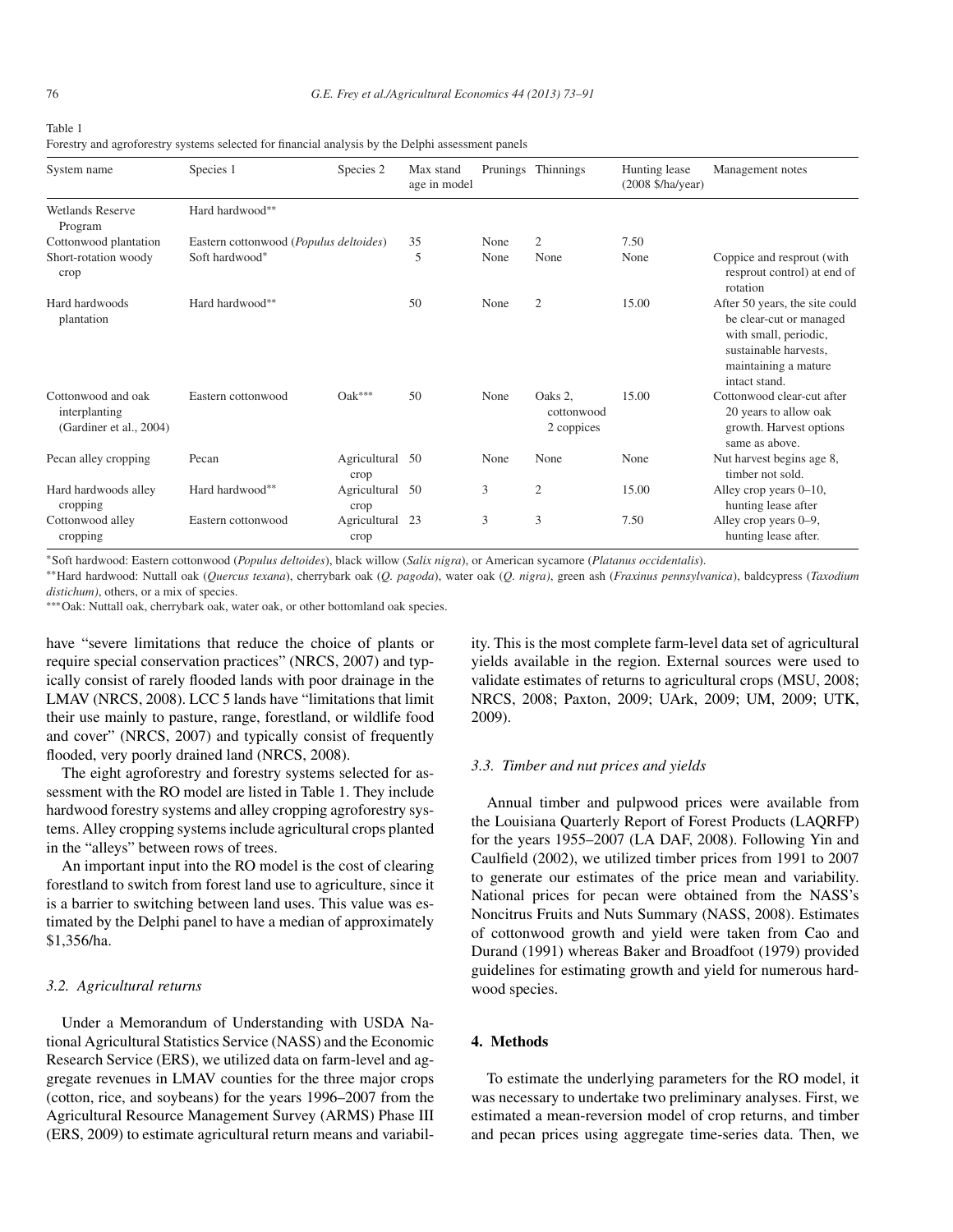Table 1
Forestry and agroforestry systems selected for financial analysis by the Delphi assessment panels

| System name | Species 1 | Species 2 | Max stand age in model | Prunings | Thinnings | Hunting lease (2008 $/ha/year) | Management notes |
|---|---|---|---|---|---|---|---|
| Wetlands Reserve Program | Hard hardwood** | | | | | | |
| Cottonwood plantation | Eastern cottonwood (*Populus deltoides*) | | 35 | None | 2 | 7.50 | |
| Short-rotation woody crop | Soft hardwood* | | 5 | None | None | None | Coppice and resprout (with resprout control) at end of rotation |
| Hard hardwoods plantation | Hard hardwood** | | 50 | None | 2 | 15.00 | After 50 years, the site could be clear-cut or managed with small, periodic, sustainable harvests, maintaining a mature intact stand. |
| Cottonwood and oak interplanting (Gardiner et al., 2004) | Eastern cottonwood | Oak*** | 50 | None | Oaks 2, cottonwood 2 coppices | 15.00 | Cottonwood clear-cut after 20 years to allow oak growth. Harvest options same as above. |
| Pecan alley cropping | Pecan | Agricultural crop | 50 | None | None | None | Nut harvest begins age 8, timber not sold. |
| Hard hardwoods alley cropping | Hard hardwood** | Agricultural crop | 50 | 3 | 2 | 15.00 | Alley crop years 0–10, hunting lease after |
| Cottonwood alley cropping | Eastern cottonwood | Agricultural crop | 23 | 3 | 3 | 7.50 | Alley crop years 0–9, hunting lease after. |

*Soft hardwood: Eastern cottonwood (*Populus deltoides*), black willow (*Salix nigra*), or American sycamore (*Platanus occidentalis*).
**Hard hardwood: Nuttall oak (*Quercus texana*), cherrybark oak (*Q. pagoda*), water oak (*Q. nigra)*, green ash (*Fraxinus pennsylvanica*), baldcypress (*Taxodium distichum)*, others, or a mix of species.
***Oak: Nuttall oak, cherrybark oak, water oak, or other bottomland oak species.

have "severe limitations that reduce the choice of plants or require special conservation practices" (NRCS, 2007) and typically consist of rarely flooded lands with poor drainage in the LMAV (NRCS, 2008). LCC 5 lands have "limitations that limit their use mainly to pasture, range, forestland, or wildlife food and cover" (NRCS, 2007) and typically consist of frequently flooded, very poorly drained land (NRCS, 2008).

The eight agroforestry and forestry systems selected for assessment with the RO model are listed in Table 1. They include hardwood forestry systems and alley cropping agroforestry systems. Alley cropping systems include agricultural crops planted in the "alleys" between rows of trees.

An important input into the RO model is the cost of clearing forestland to switch from forest land use to agriculture, since it is a barrier to switching between land uses. This value was estimated by the Delphi panel to have a median of approximately $1,356/ha.

### 3.2. Agricultural returns

Under a Memorandum of Understanding with USDA National Agricultural Statistics Service (NASS) and the Economic Research Service (ERS), we utilized data on farm-level and aggregate revenues in LMAV counties for the three major crops (cotton, rice, and soybeans) for the years 1996–2007 from the Agricultural Resource Management Survey (ARMS) Phase III (ERS, 2009) to estimate agricultural return means and variability. This is the most complete farm-level data set of agricultural yields available in the region. External sources were used to validate estimates of returns to agricultural crops (MSU, 2008; NRCS, 2008; Paxton, 2009; UArk, 2009; UM, 2009; UTK, 2009).

### 3.3. Timber and nut prices and yields

Annual timber and pulpwood prices were available from the Louisiana Quarterly Report of Forest Products (LAQRFP) for the years 1955–2007 (LA DAF, 2008). Following Yin and Caulfield (2002), we utilized timber prices from 1991 to 2007 to generate our estimates of the price mean and variability. National prices for pecan were obtained from the NASS's Noncitrus Fruits and Nuts Summary (NASS, 2008). Estimates of cottonwood growth and yield were taken from Cao and Durand (1991) whereas Baker and Broadfoot (1979) provided guidelines for estimating growth and yield for numerous hardwood species.

## 4. Methods

To estimate the underlying parameters for the RO model, it was necessary to undertake two preliminary analyses. First, we estimated a mean-reversion model of crop returns, and timber and pecan prices using aggregate time-series data. Then, we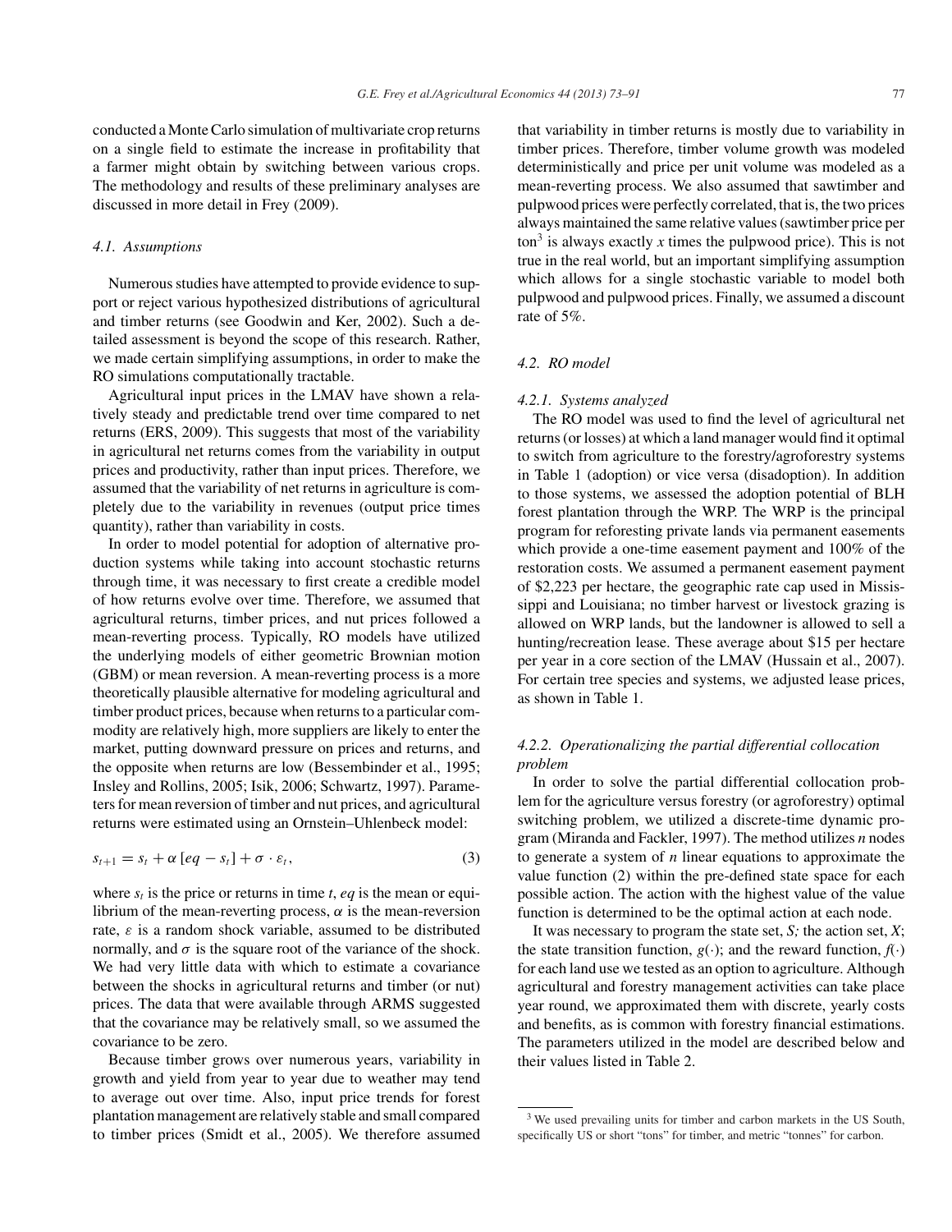conducted a Monte Carlo simulation of multivariate crop returns on a single field to estimate the increase in profitability that a farmer might obtain by switching between various crops. The methodology and results of these preliminary analyses are discussed in more detail in Frey (2009).

### *4.1. Assumptions*

Numerous studies have attempted to provide evidence to support or reject various hypothesized distributions of agricultural and timber returns (see Goodwin and Ker, 2002). Such a detailed assessment is beyond the scope of this research. Rather, we made certain simplifying assumptions, in order to make the RO simulations computationally tractable.

Agricultural input prices in the LMAV have shown a relatively steady and predictable trend over time compared to net returns (ERS, 2009). This suggests that most of the variability in agricultural net returns comes from the variability in output prices and productivity, rather than input prices. Therefore, we assumed that the variability of net returns in agriculture is completely due to the variability in revenues (output price times quantity), rather than variability in costs.

In order to model potential for adoption of alternative production systems while taking into account stochastic returns through time, it was necessary to first create a credible model of how returns evolve over time. Therefore, we assumed that agricultural returns, timber prices, and nut prices followed a mean-reverting process. Typically, RO models have utilized the underlying models of either geometric Brownian motion (GBM) or mean reversion. A mean-reverting process is a more theoretically plausible alternative for modeling agricultural and timber product prices, because when returns to a particular commodity are relatively high, more suppliers are likely to enter the market, putting downward pressure on prices and returns, and the opposite when returns are low (Bessembinder et al., 1995; Insley and Rollins, 2005; Isik, 2006; Schwartz, 1997). Parameters for mean reversion of timber and nut prices, and agricultural returns were estimated using an Ornstein–Uhlenbeck model:

$$s_{t+1} = s_t + \alpha\,[eq - s_t] + \sigma \cdot \varepsilon_t, \tag{3}$$

where $s_t$ is the price or returns in time $t$, $eq$ is the mean or equilibrium of the mean-reverting process, $\alpha$ is the mean-reversion rate, $\varepsilon$ is a random shock variable, assumed to be distributed normally, and $\sigma$ is the square root of the variance of the shock. We had very little data with which to estimate a covariance between the shocks in agricultural returns and timber (or nut) prices. The data that were available through ARMS suggested that the covariance may be relatively small, so we assumed the covariance to be zero.

Because timber grows over numerous years, variability in growth and yield from year to year due to weather may tend to average out over time. Also, input price trends for forest plantation management are relatively stable and small compared to timber prices (Smidt et al., 2005). We therefore assumed that variability in timber returns is mostly due to variability in timber prices. Therefore, timber volume growth was modeled deterministically and price per unit volume was modeled as a mean-reverting process. We also assumed that sawtimber and pulpwood prices were perfectly correlated, that is, the two prices always maintained the same relative values (sawtimber price per ton[3] is always exactly $x$ times the pulpwood price). This is not true in the real world, but an important simplifying assumption which allows for a single stochastic variable to model both pulpwood and pulpwood prices. Finally, we assumed a discount rate of 5%.

### *4.2. RO model*

#### *4.2.1. Systems analyzed*

The RO model was used to find the level of agricultural net returns (or losses) at which a land manager would find it optimal to switch from agriculture to the forestry/agroforestry systems in Table 1 (adoption) or vice versa (disadoption). In addition to those systems, we assessed the adoption potential of BLH forest plantation through the WRP. The WRP is the principal program for reforesting private lands via permanent easements which provide a one-time easement payment and 100% of the restoration costs. We assumed a permanent easement payment of \$2,223 per hectare, the geographic rate cap used in Mississippi and Louisiana; no timber harvest or livestock grazing is allowed on WRP lands, but the landowner is allowed to sell a hunting/recreation lease. These average about \$15 per hectare per year in a core section of the LMAV (Hussain et al., 2007). For certain tree species and systems, we adjusted lease prices, as shown in Table 1.

#### *4.2.2. Operationalizing the partial differential collocation problem*

In order to solve the partial differential collocation problem for the agriculture versus forestry (or agroforestry) optimal switching problem, we utilized a discrete-time dynamic program (Miranda and Fackler, 1997). The method utilizes $n$ nodes to generate a system of $n$ linear equations to approximate the value function (2) within the pre-defined state space for each possible action. The action with the highest value of the value function is determined to be the optimal action at each node.

It was necessary to program the state set, $S$; the action set, $X$; the state transition function, $g(\cdot)$; and the reward function, $f(\cdot)$ for each land use we tested as an option to agriculture. Although agricultural and forestry management activities can take place year round, we approximated them with discrete, yearly costs and benefits, as is common with forestry financial estimations. The parameters utilized in the model are described below and their values listed in Table 2.

---

[3] We used prevailing units for timber and carbon markets in the US South, specifically US or short "tons" for timber, and metric "tonnes" for carbon.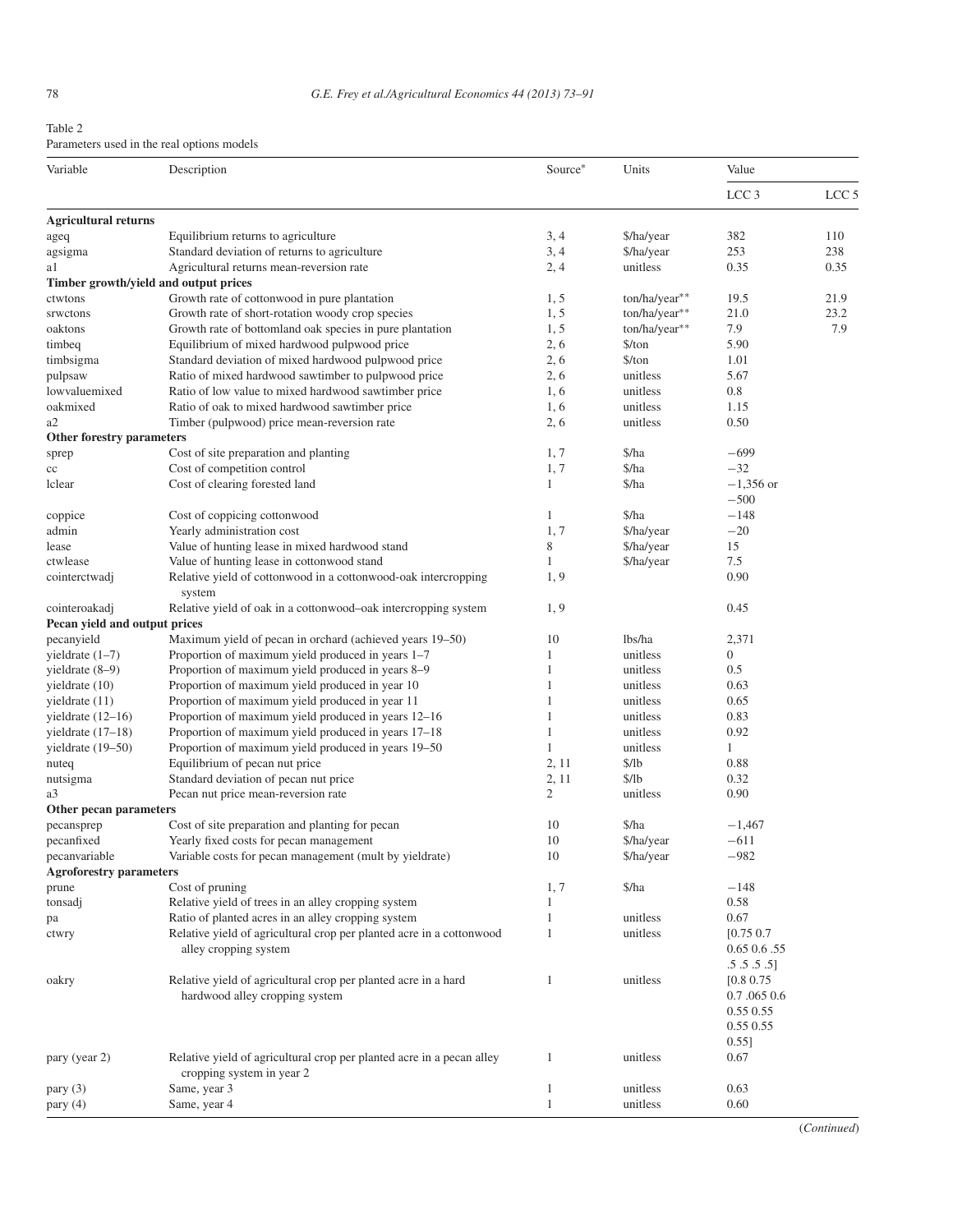Table 2
Parameters used in the real options models

| Variable | Description | Source* | Units | Value | |
|---|---|---|---|---|---|
| | | | | LCC 3 | LCC 5 |
| **Agricultural returns** | | | | | |
| ageq | Equilibrium returns to agriculture | 3, 4 | $/ha/year | 382 | 110 |
| agsigma | Standard deviation of returns to agriculture | 3, 4 | $/ha/year | 253 | 238 |
| a1 | Agricultural returns mean-reversion rate | 2, 4 | unitless | 0.35 | 0.35 |
| **Timber growth/yield and output prices** | | | | | |
| ctwtons | Growth rate of cottonwood in pure plantation | 1, 5 | ton/ha/year** | 19.5 | 21.9 |
| srwctons | Growth rate of short-rotation woody crop species | 1, 5 | ton/ha/year** | 21.0 | 23.2 |
| oaktons | Growth rate of bottomland oak species in pure plantation | 1, 5 | ton/ha/year** | 7.9 | 7.9 |
| timbeq | Equilibrium of mixed hardwood pulpwood price | 2, 6 | $/ton | 5.90 | |
| timbsigma | Standard deviation of mixed hardwood pulpwood price | 2, 6 | $/ton | 1.01 | |
| pulpsaw | Ratio of mixed hardwood sawtimber to pulpwood price | 2, 6 | unitless | 5.67 | |
| lowvaluemixed | Ratio of low value to mixed hardwood sawtimber price | 1, 6 | unitless | 0.8 | |
| oakmixed | Ratio of oak to mixed hardwood sawtimber price | 1, 6 | unitless | 1.15 | |
| a2 | Timber (pulpwood) price mean-reversion rate | 2, 6 | unitless | 0.50 | |
| **Other forestry parameters** | | | | | |
| sprep | Cost of site preparation and planting | 1, 7 | $/ha | −699 | |
| cc | Cost of competition control | 1, 7 | $/ha | −32 | |
| lclear | Cost of clearing forested land | 1 | $/ha | −1,356 or −500 | |
| coppice | Cost of coppicing cottonwood | 1 | $/ha | −148 | |
| admin | Yearly administration cost | 1, 7 | $/ha/year | −20 | |
| lease | Value of hunting lease in mixed hardwood stand | 8 | $/ha/year | 15 | |
| ctwlease | Value of hunting lease in cottonwood stand | 1 | $/ha/year | 7.5 | |
| cointerctwadj | Relative yield of cottonwood in a cottonwood-oak intercropping system | 1, 9 | | 0.90 | |
| cointeroakadj | Relative yield of oak in a cottonwood–oak intercropping system | 1, 9 | | 0.45 | |
| **Pecan yield and output prices** | | | | | |
| pecanyield | Maximum yield of pecan in orchard (achieved years 19–50) | 10 | lbs/ha | 2,371 | |
| yieldrate (1–7) | Proportion of maximum yield produced in years 1–7 | 1 | unitless | 0 | |
| yieldrate (8–9) | Proportion of maximum yield produced in years 8–9 | 1 | unitless | 0.5 | |
| yieldrate (10) | Proportion of maximum yield produced in year 10 | 1 | unitless | 0.63 | |
| yieldrate (11) | Proportion of maximum yield produced in year 11 | 1 | unitless | 0.65 | |
| yieldrate (12–16) | Proportion of maximum yield produced in years 12–16 | 1 | unitless | 0.83 | |
| yieldrate (17–18) | Proportion of maximum yield produced in years 17–18 | 1 | unitless | 0.92 | |
| yieldrate (19–50) | Proportion of maximum yield produced in years 19–50 | 1 | unitless | 1 | |
| nuteq | Equilibrium of pecan nut price | 2, 11 | $/lb | 0.88 | |
| nutsigma | Standard deviation of pecan nut price | 2, 11 | $/lb | 0.32 | |
| a3 | Pecan nut price mean-reversion rate | 2 | unitless | 0.90 | |
| **Other pecan parameters** | | | | | |
| pecansprep | Cost of site preparation and planting for pecan | 10 | $/ha | −1,467 | |
| pecanfixed | Yearly fixed costs for pecan management | 10 | $/ha/year | −611 | |
| pecanvariable | Variable costs for pecan management (mult by yieldrate) | 10 | $/ha/year | −982 | |
| **Agroforestry parameters** | | | | | |
| prune | Cost of pruning | 1, 7 | $/ha | −148 | |
| tonsadj | Relative yield of trees in an alley cropping system | 1 | | 0.58 | |
| pa | Ratio of planted acres in an alley cropping system | 1 | unitless | 0.67 | |
| ctwry | Relative yield of agricultural crop per planted acre in a cottonwood alley cropping system | 1 | unitless | [0.75 0.7 0.65 0.6 .55 .5 .5 .5 .5] | |
| oakry | Relative yield of agricultural crop per planted acre in a hard hardwood alley cropping system | 1 | unitless | [0.8 0.75 0.7 .065 0.6 0.55 0.55 0.55 0.55 0.55] | |
| pary (year 2) | Relative yield of agricultural crop per planted acre in a pecan alley cropping system in year 2 | 1 | unitless | 0.67 | |
| pary (3) | Same, year 3 | 1 | unitless | 0.63 | |
| pary (4) | Same, year 4 | 1 | unitless | 0.60 | |

(*Continued*)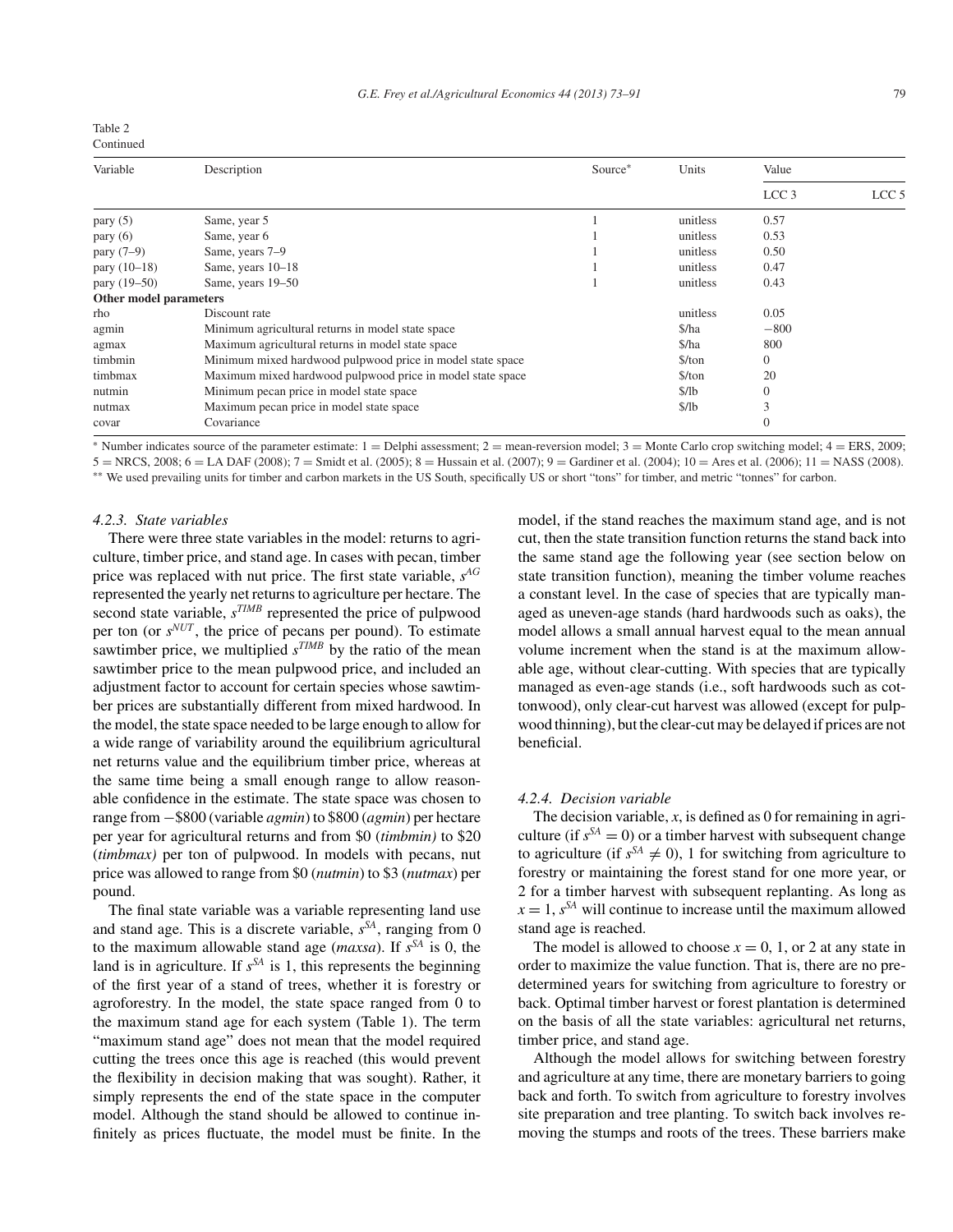Table 2
Continued

| Variable | Description | Source* | Units | Value | |
|---|---|---|---|---|---|
| | | | | LCC 3 | LCC 5 |
| pary (5) | Same, year 5 | 1 | unitless | 0.57 | |
| pary (6) | Same, year 6 | 1 | unitless | 0.53 | |
| pary (7–9) | Same, years 7–9 | 1 | unitless | 0.50 | |
| pary (10–18) | Same, years 10–18 | 1 | unitless | 0.47 | |
| pary (19–50) | Same, years 19–50 | 1 | unitless | 0.43 | |
| **Other model parameters** | | | | | |
| rho | Discount rate | | unitless | 0.05 | |
| agmin | Minimum agricultural returns in model state space | | $/ha | −800 | |
| agmax | Maximum agricultural returns in model state space | | $/ha | 800 | |
| timbmin | Minimum mixed hardwood pulpwood price in model state space | | $/ton | 0 | |
| timbmax | Maximum mixed hardwood pulpwood price in model state space | | $/ton | 20 | |
| nutmin | Minimum pecan price in model state space | | $/lb | 0 | |
| nutmax | Maximum pecan price in model state space | | $/lb | 3 | |
| covar | Covariance | | | 0 | |

* Number indicates source of the parameter estimate: 1 = Delphi assessment; 2 = mean-reversion model; 3 = Monte Carlo crop switching model; 4 = ERS, 2009; 5 = NRCS, 2008; 6 = LA DAF (2008); 7 = Smidt et al. (2005); 8 = Hussain et al. (2007); 9 = Gardiner et al. (2004); 10 = Ares et al. (2006); 11 = NASS (2008).
** We used prevailing units for timber and carbon markets in the US South, specifically US or short "tons" for timber, and metric "tonnes" for carbon.

#### 4.2.3. State variables

There were three state variables in the model: returns to agriculture, timber price, and stand age. In cases with pecan, timber price was replaced with nut price. The first state variable, $s^{AG}$ represented the yearly net returns to agriculture per hectare. The second state variable, $s^{TIMB}$ represented the price of pulpwood per ton (or $s^{NUT}$, the price of pecans per pound). To estimate sawtimber price, we multiplied $s^{TIMB}$ by the ratio of the mean sawtimber price to the mean pulpwood price, and included an adjustment factor to account for certain species whose sawtimber prices are substantially different from mixed hardwood. In the model, the state space needed to be large enough to allow for a wide range of variability around the equilibrium agricultural net returns value and the equilibrium timber price, whereas at the same time being a small enough range to allow reasonable confidence in the estimate. The state space was chosen to range from −\$800 (variable *agmin*) to \$800 (*agmin*) per hectare per year for agricultural returns and from \$0 (*timbmin)* to \$20 (*timbmax)* per ton of pulpwood. In models with pecans, nut price was allowed to range from \$0 (*nutmin*) to \$3 (*nutmax*) per pound.

The final state variable was a variable representing land use and stand age. This is a discrete variable, $s^{SA}$, ranging from 0 to the maximum allowable stand age (*maxsa*). If $s^{SA}$ is 0, the land is in agriculture. If $s^{SA}$ is 1, this represents the beginning of the first year of a stand of trees, whether it is forestry or agroforestry. In the model, the state space ranged from 0 to the maximum stand age for each system (Table 1). The term "maximum stand age" does not mean that the model required cutting the trees once this age is reached (this would prevent the flexibility in decision making that was sought). Rather, it simply represents the end of the state space in the computer model. Although the stand should be allowed to continue infinitely as prices fluctuate, the model must be finite. In the model, if the stand reaches the maximum stand age, and is not cut, then the state transition function returns the stand back into the same stand age the following year (see section below on state transition function), meaning the timber volume reaches a constant level. In the case of species that are typically managed as uneven-age stands (hard hardwoods such as oaks), the model allows a small annual harvest equal to the mean annual volume increment when the stand is at the maximum allowable age, without clear-cutting. With species that are typically managed as even-age stands (i.e., soft hardwoods such as cottonwood), only clear-cut harvest was allowed (except for pulpwood thinning), but the clear-cut may be delayed if prices are not beneficial.

#### 4.2.4. Decision variable

The decision variable, $x$, is defined as 0 for remaining in agriculture (if $s^{SA} = 0$) or a timber harvest with subsequent change to agriculture (if $s^{SA} \neq 0$), 1 for switching from agriculture to forestry or maintaining the forest stand for one more year, or 2 for a timber harvest with subsequent replanting. As long as $x = 1$, $s^{SA}$ will continue to increase until the maximum allowed stand age is reached.

The model is allowed to choose $x = 0$, 1, or 2 at any state in order to maximize the value function. That is, there are no predetermined years for switching from agriculture to forestry or back. Optimal timber harvest or forest plantation is determined on the basis of all the state variables: agricultural net returns, timber price, and stand age.

Although the model allows for switching between forestry and agriculture at any time, there are monetary barriers to going back and forth. To switch from agriculture to forestry involves site preparation and tree planting. To switch back involves removing the stumps and roots of the trees. These barriers make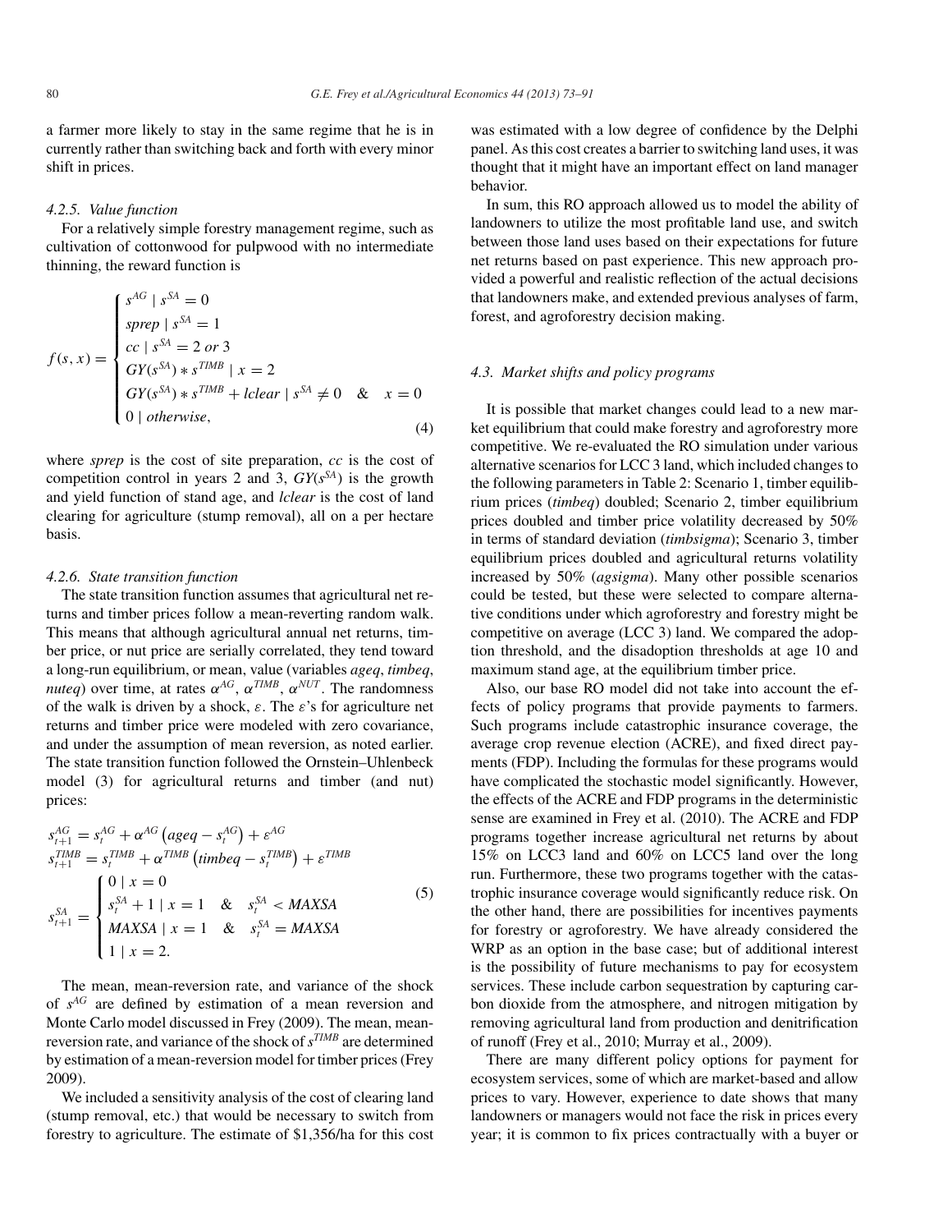a farmer more likely to stay in the same regime that he is in currently rather than switching back and forth with every minor shift in prices.

#### *4.2.5. Value function*

For a relatively simple forestry management regime, such as cultivation of cottonwood for pulpwood with no intermediate thinning, the reward function is

$$
f(s,x) = \begin{cases} s^{AG} \mid s^{SA} = 0 \\ sprep \mid s^{SA} = 1 \\ cc \mid s^{SA} = 2 \text{ or } 3 \\ GY(s^{SA}) * s^{TIMB} \mid x = 2 \\ GY(s^{SA}) * s^{TIMB} + lclear \mid s^{SA} \neq 0 \quad \& \quad x = 0 \\ 0 \mid otherwise, \end{cases} \tag{4}
$$

where *sprep* is the cost of site preparation, *cc* is the cost of competition control in years 2 and 3, $GY(s^{SA})$ is the growth and yield function of stand age, and *lclear* is the cost of land clearing for agriculture (stump removal), all on a per hectare basis.

#### *4.2.6. State transition function*

The state transition function assumes that agricultural net returns and timber prices follow a mean-reverting random walk. This means that although agricultural annual net returns, timber price, or nut price are serially correlated, they tend toward a long-run equilibrium, or mean, value (variables *ageq*, *timbeq*, *nuteq*) over time, at rates $\alpha^{AG}$, $\alpha^{TIMB}$, $\alpha^{NUT}$. The randomness of the walk is driven by a shock, $\varepsilon$. The $\varepsilon$'s for agriculture net returns and timber price were modeled with zero covariance, and under the assumption of mean reversion, as noted earlier. The state transition function followed the Ornstein–Uhlenbeck model (3) for agricultural returns and timber (and nut) prices:

$$
\begin{aligned}
s_{t+1}^{AG} &= s_t^{AG} + \alpha^{AG}\left(ageq - s_t^{AG}\right) + \varepsilon^{AG} \\
s_{t+1}^{TIMB} &= s_t^{TIMB} + \alpha^{TIMB}\left(timbeq - s_t^{TIMB}\right) + \varepsilon^{TIMB} \\
s_{t+1}^{SA} &= \begin{cases} 0 \mid x = 0 \\ s_t^{SA} + 1 \mid x = 1 \quad \& \quad s_t^{SA} < MAXSA \\ MAXSA \mid x = 1 \quad \& \quad s_t^{SA} = MAXSA \\ 1 \mid x = 2. \end{cases}
\end{aligned} \tag{5}
$$

The mean, mean-reversion rate, and variance of the shock of $s^{AG}$ are defined by estimation of a mean reversion and Monte Carlo model discussed in Frey (2009). The mean, mean-reversion rate, and variance of the shock of $s^{TIMB}$ are determined by estimation of a mean-reversion model for timber prices (Frey 2009).

We included a sensitivity analysis of the cost of clearing land (stump removal, etc.) that would be necessary to switch from forestry to agriculture. The estimate of \$1,356/ha for this cost was estimated with a low degree of confidence by the Delphi panel. As this cost creates a barrier to switching land uses, it was thought that it might have an important effect on land manager behavior.

In sum, this RO approach allowed us to model the ability of landowners to utilize the most profitable land use, and switch between those land uses based on their expectations for future net returns based on past experience. This new approach provided a powerful and realistic reflection of the actual decisions that landowners make, and extended previous analyses of farm, forest, and agroforestry decision making.

### *4.3. Market shifts and policy programs*

It is possible that market changes could lead to a new market equilibrium that could make forestry and agroforestry more competitive. We re-evaluated the RO simulation under various alternative scenarios for LCC 3 land, which included changes to the following parameters in Table 2: Scenario 1, timber equilibrium prices (*timbeq*) doubled; Scenario 2, timber equilibrium prices doubled and timber price volatility decreased by 50% in terms of standard deviation (*timbsigma*); Scenario 3, timber equilibrium prices doubled and agricultural returns volatility increased by 50% (*agsigma*). Many other possible scenarios could be tested, but these were selected to compare alternative conditions under which agroforestry and forestry might be competitive on average (LCC 3) land. We compared the adoption threshold, and the disadoption thresholds at age 10 and maximum stand age, at the equilibrium timber price.

Also, our base RO model did not take into account the effects of policy programs that provide payments to farmers. Such programs include catastrophic insurance coverage, the average crop revenue election (ACRE), and fixed direct payments (FDP). Including the formulas for these programs would have complicated the stochastic model significantly. However, the effects of the ACRE and FDP programs in the deterministic sense are examined in Frey et al. (2010). The ACRE and FDP programs together increase agricultural net returns by about 15% on LCC3 land and 60% on LCC5 land over the long run. Furthermore, these two programs together with the catastrophic insurance coverage would significantly reduce risk. On the other hand, there are possibilities for incentives payments for forestry or agroforestry. We have already considered the WRP as an option in the base case; but of additional interest is the possibility of future mechanisms to pay for ecosystem services. These include carbon sequestration by capturing carbon dioxide from the atmosphere, and nitrogen mitigation by removing agricultural land from production and denitrification of runoff (Frey et al., 2010; Murray et al., 2009).

There are many different policy options for payment for ecosystem services, some of which are market-based and allow prices to vary. However, experience to date shows that many landowners or managers would not face the risk in prices every year; it is common to fix prices contractually with a buyer or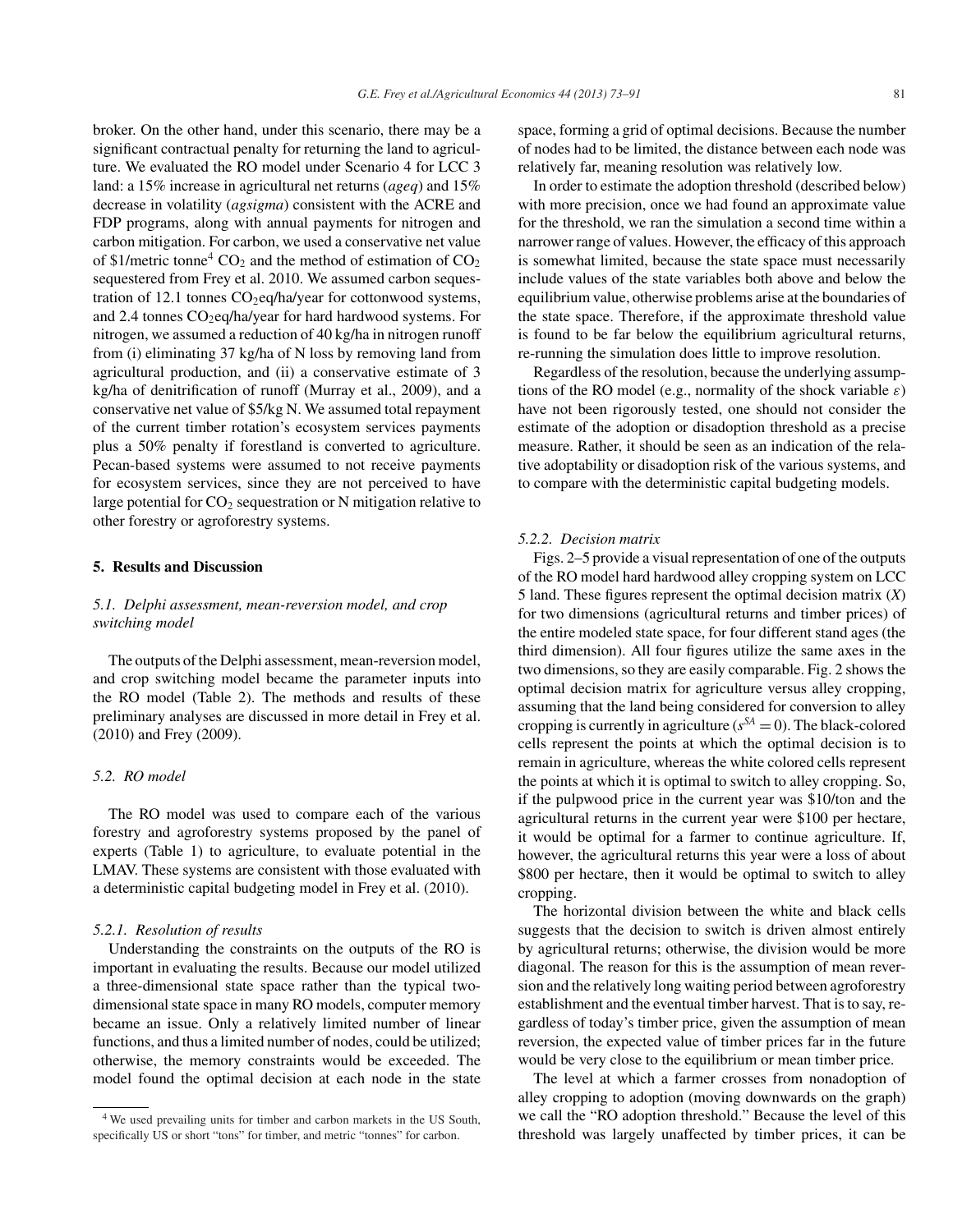broker. On the other hand, under this scenario, there may be a significant contractual penalty for returning the land to agriculture. We evaluated the RO model under Scenario 4 for LCC 3 land: a 15% increase in agricultural net returns (*ageq*) and 15% decrease in volatility (*agsigma*) consistent with the ACRE and FDP programs, along with annual payments for nitrogen and carbon mitigation. For carbon, we used a conservative net value of \$1/metric tonne[4] $CO_2$ and the method of estimation of $CO_2$ sequestered from Frey et al. 2010. We assumed carbon sequestration of 12.1 tonnes $CO_2$eq/ha/year for cottonwood systems, and 2.4 tonnes $CO_2$eq/ha/year for hard hardwood systems. For nitrogen, we assumed a reduction of 40 kg/ha in nitrogen runoff from (i) eliminating 37 kg/ha of N loss by removing land from agricultural production, and (ii) a conservative estimate of 3 kg/ha of denitrification of runoff (Murray et al., 2009), and a conservative net value of \$5/kg N. We assumed total repayment of the current timber rotation's ecosystem services payments plus a 50% penalty if forestland is converted to agriculture. Pecan-based systems were assumed to not receive payments for ecosystem services, since they are not perceived to have large potential for $CO_2$ sequestration or N mitigation relative to other forestry or agroforestry systems.

## 5. Results and Discussion

### 5.1. Delphi assessment, mean-reversion model, and crop switching model

The outputs of the Delphi assessment, mean-reversion model, and crop switching model became the parameter inputs into the RO model (Table 2). The methods and results of these preliminary analyses are discussed in more detail in Frey et al. (2010) and Frey (2009).

### 5.2. RO model

The RO model was used to compare each of the various forestry and agroforestry systems proposed by the panel of experts (Table 1) to agriculture, to evaluate potential in the LMAV. These systems are consistent with those evaluated with a deterministic capital budgeting model in Frey et al. (2010).

#### 5.2.1. Resolution of results

Understanding the constraints on the outputs of the RO is important in evaluating the results. Because our model utilized a three-dimensional state space rather than the typical two-dimensional state space in many RO models, computer memory became an issue. Only a relatively limited number of linear functions, and thus a limited number of nodes, could be utilized; otherwise, the memory constraints would be exceeded. The model found the optimal decision at each node in the state space, forming a grid of optimal decisions. Because the number of nodes had to be limited, the distance between each node was relatively far, meaning resolution was relatively low.

In order to estimate the adoption threshold (described below) with more precision, once we had found an approximate value for the threshold, we ran the simulation a second time within a narrower range of values. However, the efficacy of this approach is somewhat limited, because the state space must necessarily include values of the state variables both above and below the equilibrium value, otherwise problems arise at the boundaries of the state space. Therefore, if the approximate threshold value is found to be far below the equilibrium agricultural returns, re-running the simulation does little to improve resolution.

Regardless of the resolution, because the underlying assumptions of the RO model (e.g., normality of the shock variable $\varepsilon$) have not been rigorously tested, one should not consider the estimate of the adoption or disadoption threshold as a precise measure. Rather, it should be seen as an indication of the relative adoptability or disadoption risk of the various systems, and to compare with the deterministic capital budgeting models.

#### 5.2.2. Decision matrix

Figs. 2–5 provide a visual representation of one of the outputs of the RO model hard hardwood alley cropping system on LCC 5 land. These figures represent the optimal decision matrix ($X$) for two dimensions (agricultural returns and timber prices) of the entire modeled state space, for four different stand ages (the third dimension). All four figures utilize the same axes in the two dimensions, so they are easily comparable. Fig. 2 shows the optimal decision matrix for agriculture versus alley cropping, assuming that the land being considered for conversion to alley cropping is currently in agriculture ($s^{SA} = 0$). The black-colored cells represent the points at which the optimal decision is to remain in agriculture, whereas the white colored cells represent the points at which it is optimal to switch to alley cropping. So, if the pulpwood price in the current year was \$10/ton and the agricultural returns in the current year were \$100 per hectare, it would be optimal for a farmer to continue agriculture. If, however, the agricultural returns this year were a loss of about \$800 per hectare, then it would be optimal to switch to alley cropping.

The horizontal division between the white and black cells suggests that the decision to switch is driven almost entirely by agricultural returns; otherwise, the division would be more diagonal. The reason for this is the assumption of mean reversion and the relatively long waiting period between agroforestry establishment and the eventual timber harvest. That is to say, regardless of today's timber price, given the assumption of mean reversion, the expected value of timber prices far in the future would be very close to the equilibrium or mean timber price.

The level at which a farmer crosses from nonadoption of alley cropping to adoption (moving downwards on the graph) we call the "RO adoption threshold." Because the level of this threshold was largely unaffected by timber prices, it can be

[4] We used prevailing units for timber and carbon markets in the US South, specifically US or short "tons" for timber, and metric "tonnes" for carbon.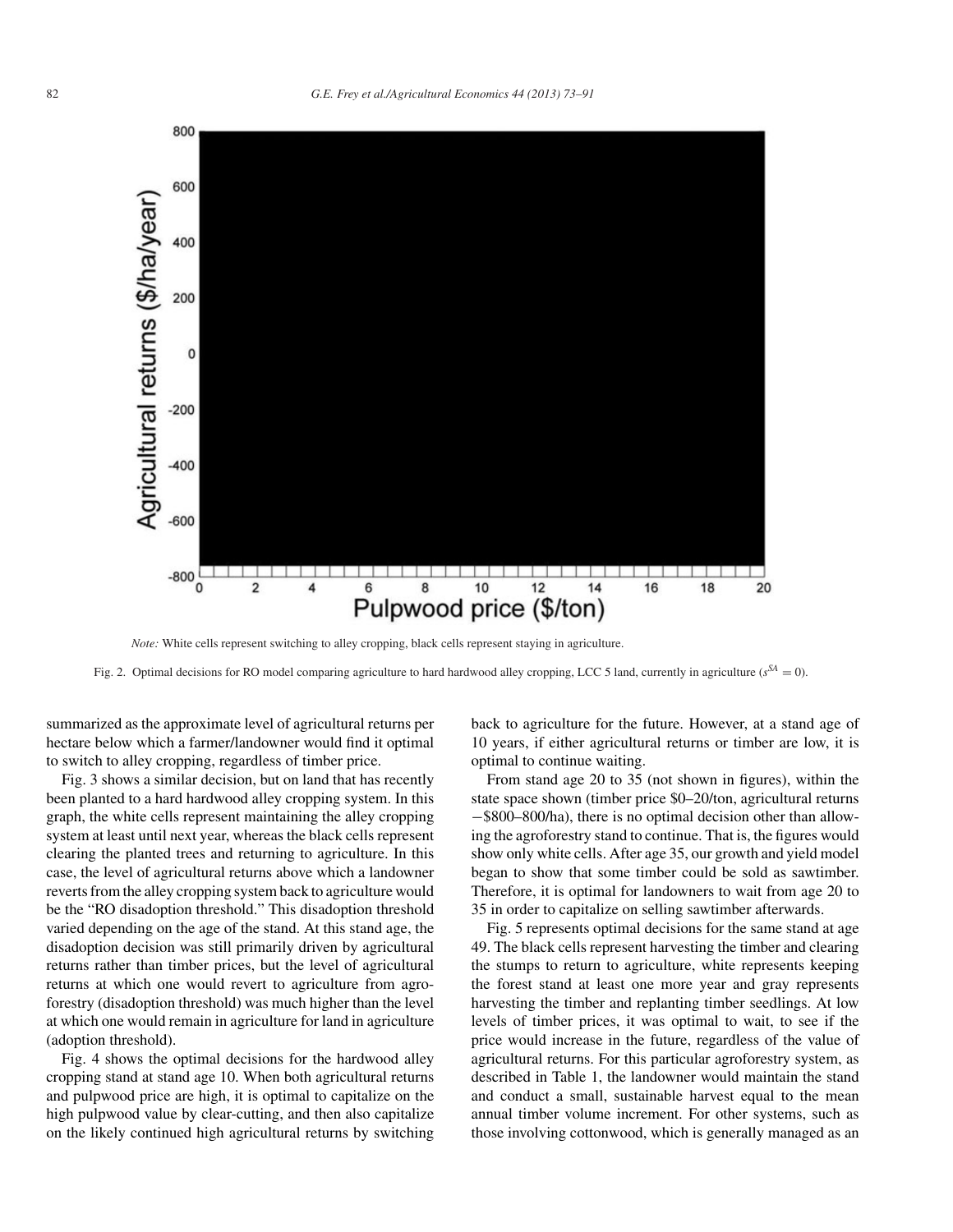*Note:* White cells represent switching to alley cropping, black cells represent staying in agriculture.

Fig. 2. Optimal decisions for RO model comparing agriculture to hard hardwood alley cropping, LCC 5 land, currently in agriculture ($s^{SA} = 0$).

summarized as the approximate level of agricultural returns per hectare below which a farmer/landowner would find it optimal to switch to alley cropping, regardless of timber price.

Fig. 3 shows a similar decision, but on land that has recently been planted to a hard hardwood alley cropping system. In this graph, the white cells represent maintaining the alley cropping system at least until next year, whereas the black cells represent clearing the planted trees and returning to agriculture. In this case, the level of agricultural returns above which a landowner reverts from the alley cropping system back to agriculture would be the "RO disadoption threshold." This disadoption threshold varied depending on the age of the stand. At this stand age, the disadoption decision was still primarily driven by agricultural returns rather than timber prices, but the level of agricultural returns at which one would revert to agriculture from agroforestry (disadoption threshold) was much higher than the level at which one would remain in agriculture for land in agriculture (adoption threshold).

Fig. 4 shows the optimal decisions for the hardwood alley cropping stand at stand age 10. When both agricultural returns and pulpwood price are high, it is optimal to capitalize on the high pulpwood value by clear-cutting, and then also capitalize on the likely continued high agricultural returns by switching back to agriculture for the future. However, at a stand age of 10 years, if either agricultural returns or timber are low, it is optimal to continue waiting.

From stand age 20 to 35 (not shown in figures), within the state space shown (timber price \$0–20/ton, agricultural returns −\$800–800/ha), there is no optimal decision other than allowing the agroforestry stand to continue. That is, the figures would show only white cells. After age 35, our growth and yield model began to show that some timber could be sold as sawtimber. Therefore, it is optimal for landowners to wait from age 20 to 35 in order to capitalize on selling sawtimber afterwards.

Fig. 5 represents optimal decisions for the same stand at age 49. The black cells represent harvesting the timber and clearing the stumps to return to agriculture, white represents keeping the forest stand at least one more year and gray represents harvesting the timber and replanting timber seedlings. At low levels of timber prices, it was optimal to wait, to see if the price would increase in the future, regardless of the value of agricultural returns. For this particular agroforestry system, as described in Table 1, the landowner would maintain the stand and conduct a small, sustainable harvest equal to the mean annual timber volume increment. For other systems, such as those involving cottonwood, which is generally managed as an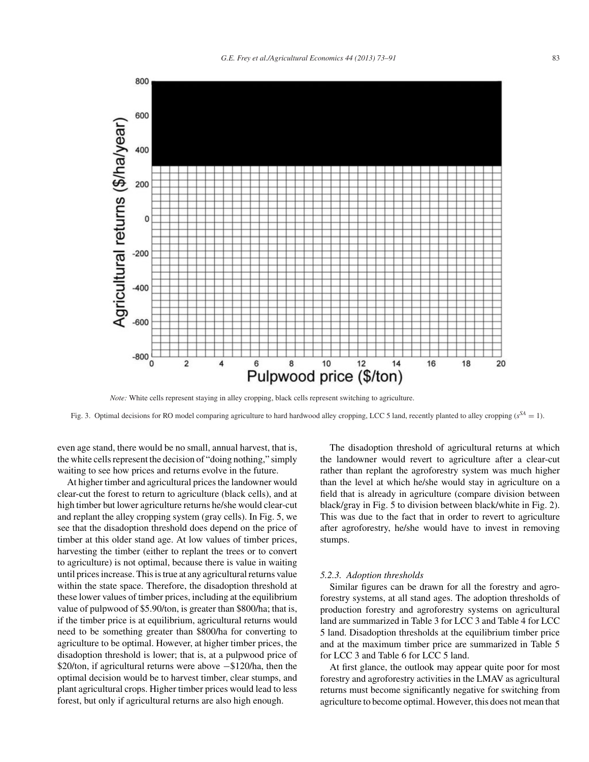*Note:* White cells represent staying in alley cropping, black cells represent switching to agriculture.

Fig. 3. Optimal decisions for RO model comparing agriculture to hard hardwood alley cropping, LCC 5 land, recently planted to alley cropping ($s^{SA} = 1$).

even age stand, there would be no small, annual harvest, that is, the white cells represent the decision of "doing nothing," simply waiting to see how prices and returns evolve in the future.

At higher timber and agricultural prices the landowner would clear-cut the forest to return to agriculture (black cells), and at high timber but lower agriculture returns he/she would clear-cut and replant the alley cropping system (gray cells). In Fig. 5, we see that the disadoption threshold does depend on the price of timber at this older stand age. At low values of timber prices, harvesting the timber (either to replant the trees or to convert to agriculture) is not optimal, because there is value in waiting until prices increase. This is true at any agricultural returns value within the state space. Therefore, the disadoption threshold at these lower values of timber prices, including at the equilibrium value of pulpwood of \$5.90/ton, is greater than \$800/ha; that is, if the timber price is at equilibrium, agricultural returns would need to be something greater than \$800/ha for converting to agriculture to be optimal. However, at higher timber prices, the disadoption threshold is lower; that is, at a pulpwood price of \$20/ton, if agricultural returns were above −\$120/ha, then the optimal decision would be to harvest timber, clear stumps, and plant agricultural crops. Higher timber prices would lead to less forest, but only if agricultural returns are also high enough.

The disadoption threshold of agricultural returns at which the landowner would revert to agriculture after a clear-cut rather than replant the agroforestry system was much higher than the level at which he/she would stay in agriculture on a field that is already in agriculture (compare division between black/gray in Fig. 5 to division between black/white in Fig. 2). This was due to the fact that in order to revert to agriculture after agroforestry, he/she would have to invest in removing stumps.

### 5.2.3. Adoption thresholds

Similar figures can be drawn for all the forestry and agroforestry systems, at all stand ages. The adoption thresholds of production forestry and agroforestry systems on agricultural land are summarized in Table 3 for LCC 3 and Table 4 for LCC 5 land. Disadoption thresholds at the equilibrium timber price and at the maximum timber price are summarized in Table 5 for LCC 3 and Table 6 for LCC 5 land.

At first glance, the outlook may appear quite poor for most forestry and agroforestry activities in the LMAV as agricultural returns must become significantly negative for switching from agriculture to become optimal. However, this does not mean that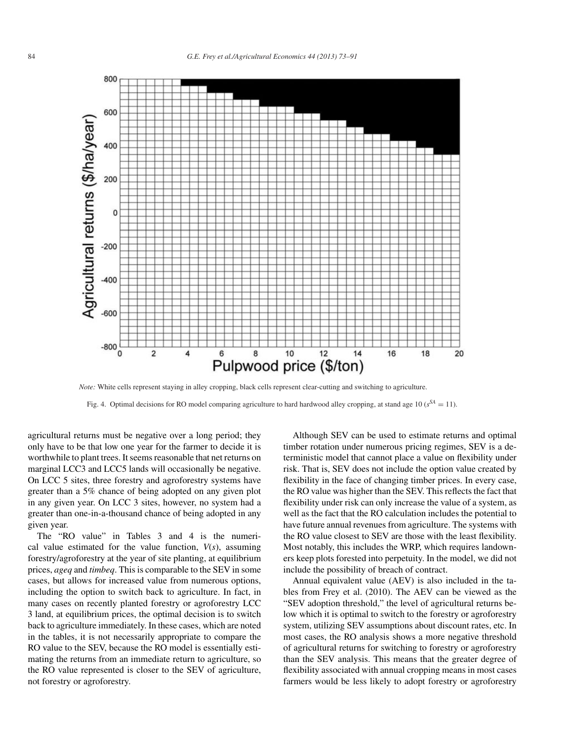800
600
400
200
0
-200
-400
-600
-800

Agricultural returns ($/ha/year)

0
2
4
6
8
10
12
14
16
18
20

Pulpwood price ($/ton)

*Note:* White cells represent staying in alley cropping, black cells represent clear-cutting and switching to agriculture.

Fig. 4. Optimal decisions for RO model comparing agriculture to hard hardwood alley cropping, at stand age 10 ($s^{SA} = 11$).

agricultural returns must be negative over a long period; they only have to be that low one year for the farmer to decide it is worthwhile to plant trees. It seems reasonable that net returns on marginal LCC3 and LCC5 lands will occasionally be negative. On LCC 5 sites, three forestry and agroforestry systems have greater than a 5% chance of being adopted on any given plot in any given year. On LCC 3 sites, however, no system had a greater than one-in-a-thousand chance of being adopted in any given year.

The "RO value" in Tables 3 and 4 is the numerical value estimated for the value function, $V(s)$, assuming forestry/agroforestry at the year of site planting, at equilibrium prices, *ageq* and *timbeq*. This is comparable to the SEV in some cases, but allows for increased value from numerous options, including the option to switch back to agriculture. In fact, in many cases on recently planted forestry or agroforestry LCC 3 land, at equilibrium prices, the optimal decision is to switch back to agriculture immediately. In these cases, which are noted in the tables, it is not necessarily appropriate to compare the RO value to the SEV, because the RO model is essentially estimating the returns from an immediate return to agriculture, so the RO value represented is closer to the SEV of agriculture, not forestry or agroforestry.

Although SEV can be used to estimate returns and optimal timber rotation under numerous pricing regimes, SEV is a deterministic model that cannot place a value on flexibility under risk. That is, SEV does not include the option value created by flexibility in the face of changing timber prices. In every case, the RO value was higher than the SEV. This reflects the fact that flexibility under risk can only increase the value of a system, as well as the fact that the RO calculation includes the potential to have future annual revenues from agriculture. The systems with the RO value closest to SEV are those with the least flexibility. Most notably, this includes the WRP, which requires landowners keep plots forested into perpetuity. In the model, we did not include the possibility of breach of contract.

Annual equivalent value (AEV) is also included in the tables from Frey et al. (2010). The AEV can be viewed as the "SEV adoption threshold," the level of agricultural returns below which it is optimal to switch to the forestry or agroforestry system, utilizing SEV assumptions about discount rates, etc. In most cases, the RO analysis shows a more negative threshold of agricultural returns for switching to forestry or agroforestry than the SEV analysis. This means that the greater degree of flexibility associated with annual cropping means in most cases farmers would be less likely to adopt forestry or agroforestry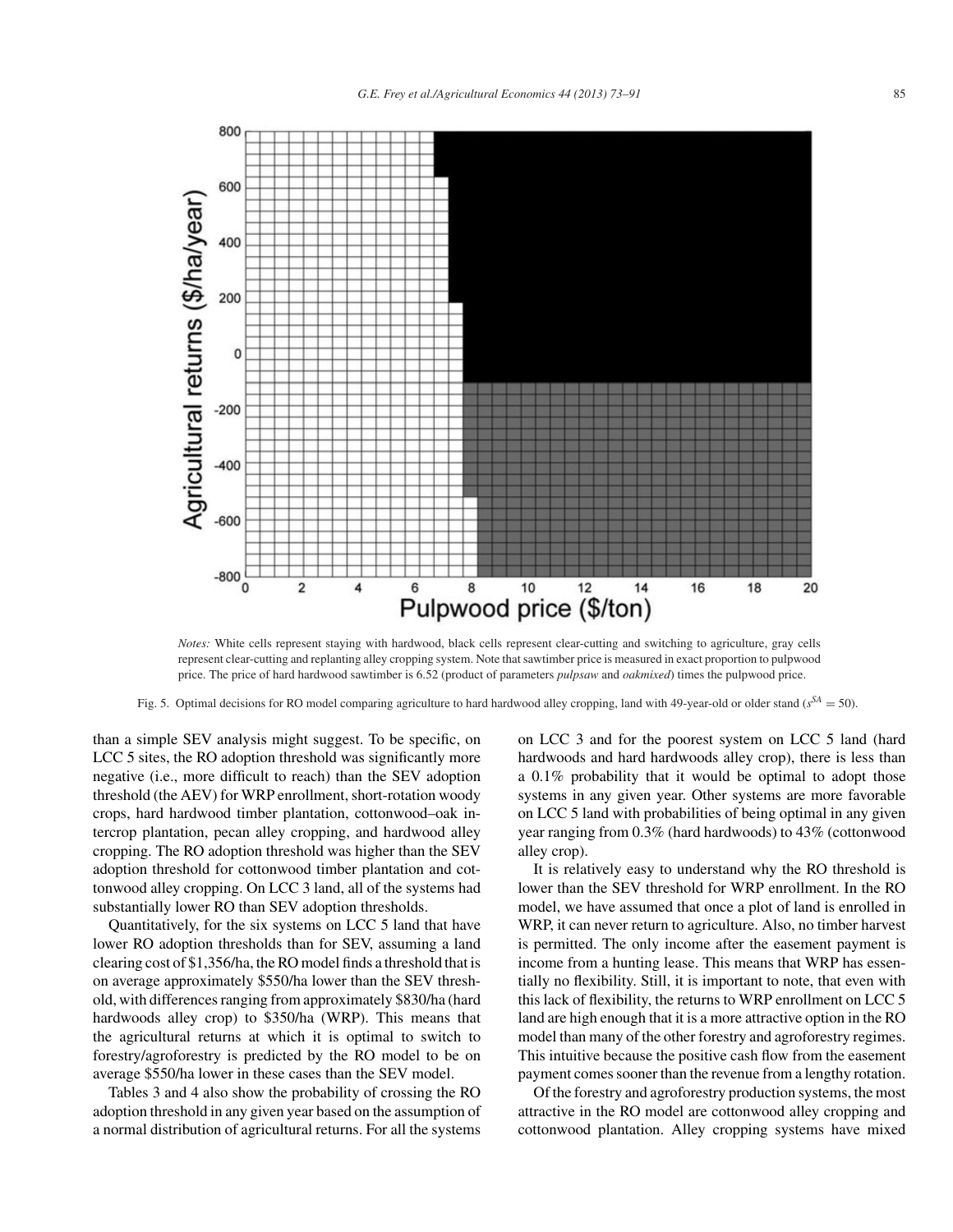*Notes:* White cells represent staying with hardwood, black cells represent clear-cutting and switching to agriculture, gray cells represent clear-cutting and replanting alley cropping system. Note that sawtimber price is measured in exact proportion to pulpwood price. The price of hard hardwood sawtimber is 6.52 (product of parameters *pulpsaw* and *oakmixed*) times the pulpwood price.

Fig. 5. Optimal decisions for RO model comparing agriculture to hard hardwood alley cropping, land with 49-year-old or older stand ($s^{SA} = 50$).

than a simple SEV analysis might suggest. To be specific, on LCC 5 sites, the RO adoption threshold was significantly more negative (i.e., more difficult to reach) than the SEV adoption threshold (the AEV) for WRP enrollment, short-rotation woody crops, hard hardwood timber plantation, cottonwood–oak intercrop plantation, pecan alley cropping, and hardwood alley cropping. The RO adoption threshold was higher than the SEV adoption threshold for cottonwood timber plantation and cottonwood alley cropping. On LCC 3 land, all of the systems had substantially lower RO than SEV adoption thresholds.

Quantitatively, for the six systems on LCC 5 land that have lower RO adoption thresholds than for SEV, assuming a land clearing cost of \$1,356/ha, the RO model finds a threshold that is on average approximately \$550/ha lower than the SEV threshold, with differences ranging from approximately \$830/ha (hard hardwoods alley crop) to \$350/ha (WRP). This means that the agricultural returns at which it is optimal to switch to forestry/agroforestry is predicted by the RO model to be on average \$550/ha lower in these cases than the SEV model.

Tables 3 and 4 also show the probability of crossing the RO adoption threshold in any given year based on the assumption of a normal distribution of agricultural returns. For all the systems on LCC 3 and for the poorest system on LCC 5 land (hard hardwoods and hard hardwoods alley crop), there is less than a 0.1% probability that it would be optimal to adopt those systems in any given year. Other systems are more favorable on LCC 5 land with probabilities of being optimal in any given year ranging from 0.3% (hard hardwoods) to 43% (cottonwood alley crop).

It is relatively easy to understand why the RO threshold is lower than the SEV threshold for WRP enrollment. In the RO model, we have assumed that once a plot of land is enrolled in WRP, it can never return to agriculture. Also, no timber harvest is permitted. The only income after the easement payment is income from a hunting lease. This means that WRP has essentially no flexibility. Still, it is important to note, that even with this lack of flexibility, the returns to WRP enrollment on LCC 5 land are high enough that it is a more attractive option in the RO model than many of the other forestry and agroforestry regimes. This intuitive because the positive cash flow from the easement payment comes sooner than the revenue from a lengthy rotation.

Of the forestry and agroforestry production systems, the most attractive in the RO model are cottonwood alley cropping and cottonwood plantation. Alley cropping systems have mixed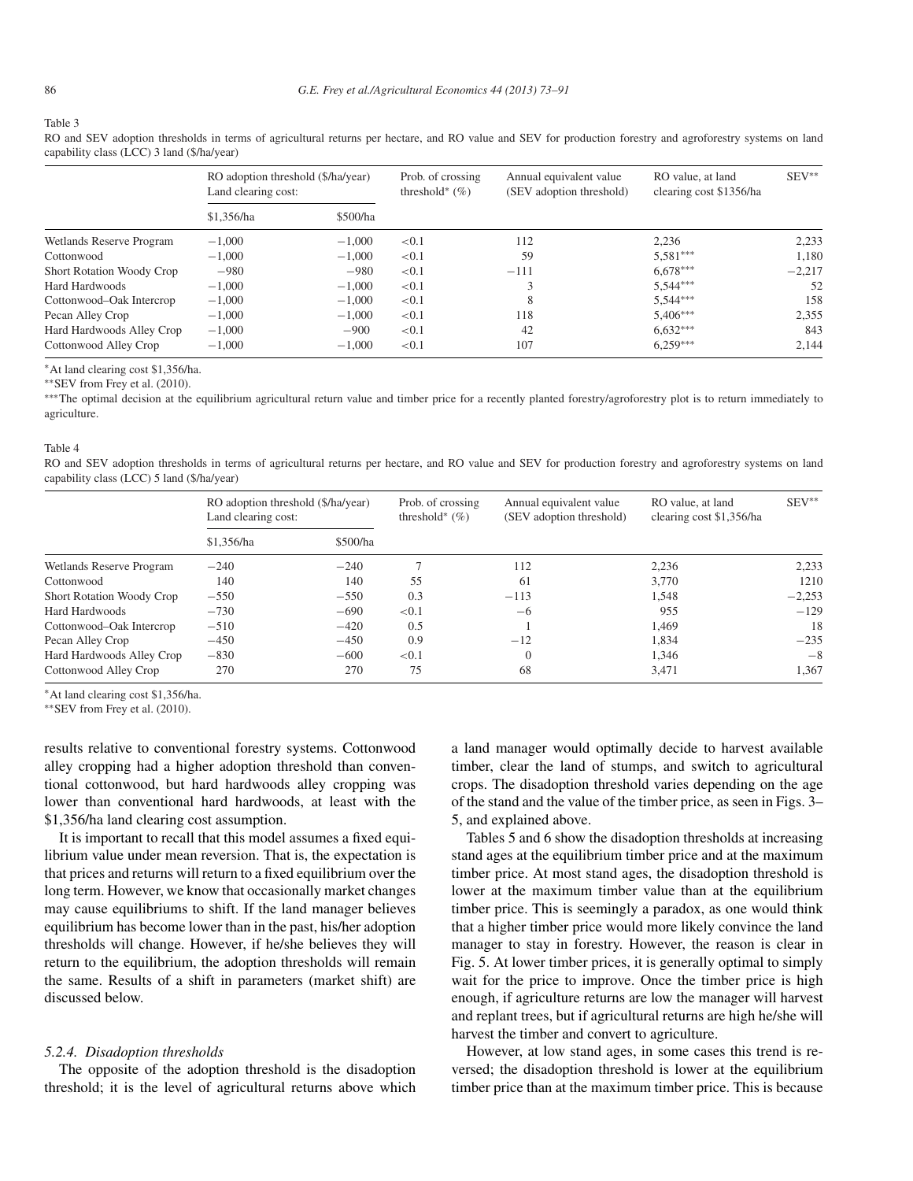Table 3

RO and SEV adoption thresholds in terms of agricultural returns per hectare, and RO value and SEV for production forestry and agroforestry systems on land capability class (LCC) 3 land ($/ha/year)

| | RO adoption threshold ($/ha/year) Land clearing cost: | | Prob. of crossing threshold* (%) | Annual equivalent value (SEV adoption threshold) | RO value, at land clearing cost $1356/ha | SEV** |
|---|---|---|---|---|---|---|
| | $1,356/ha | $500/ha | | | | |
| Wetlands Reserve Program | −1,000 | −1,000 | <0.1 | 112 | 2,236 | 2,233 |
| Cottonwood | −1,000 | −1,000 | <0.1 | 59 | 5,581*** | 1,180 |
| Short Rotation Woody Crop | −980 | −980 | <0.1 | −111 | 6,678*** | −2,217 |
| Hard Hardwoods | −1,000 | −1,000 | <0.1 | 3 | 5,544*** | 52 |
| Cottonwood–Oak Intercrop | −1,000 | −1,000 | <0.1 | 8 | 5,544*** | 158 |
| Pecan Alley Crop | −1,000 | −1,000 | <0.1 | 118 | 5,406*** | 2,355 |
| Hard Hardwoods Alley Crop | −1,000 | −900 | <0.1 | 42 | 6,632*** | 843 |
| Cottonwood Alley Crop | −1,000 | −1,000 | <0.1 | 107 | 6,259*** | 2,144 |

*At land clearing cost $1,356/ha.

**SEV from Frey et al. (2010).

***The optimal decision at the equilibrium agricultural return value and timber price for a recently planted forestry/agroforestry plot is to return immediately to agriculture.

Table 4

RO and SEV adoption thresholds in terms of agricultural returns per hectare, and RO value and SEV for production forestry and agroforestry systems on land capability class (LCC) 5 land ($/ha/year)

| | RO adoption threshold ($/ha/year) Land clearing cost: | | Prob. of crossing threshold* (%) | Annual equivalent value (SEV adoption threshold) | RO value, at land clearing cost $1,356/ha | SEV** |
|---|---|---|---|---|---|---|
| | $1,356/ha | $500/ha | | | | |
| Wetlands Reserve Program | −240 | −240 | 7 | 112 | 2,236 | 2,233 |
| Cottonwood | 140 | 140 | 55 | 61 | 3,770 | 1210 |
| Short Rotation Woody Crop | −550 | −550 | 0.3 | −113 | 1,548 | −2,253 |
| Hard Hardwoods | −730 | −690 | <0.1 | −6 | 955 | −129 |
| Cottonwood–Oak Intercrop | −510 | −420 | 0.5 | 1 | 1,469 | 18 |
| Pecan Alley Crop | −450 | −450 | 0.9 | −12 | 1,834 | −235 |
| Hard Hardwoods Alley Crop | −830 | −600 | <0.1 | 0 | 1,346 | −8 |
| Cottonwood Alley Crop | 270 | 270 | 75 | 68 | 3,471 | 1,367 |

*At land clearing cost $1,356/ha.

**SEV from Frey et al. (2010).

results relative to conventional forestry systems. Cottonwood alley cropping had a higher adoption threshold than conventional cottonwood, but hard hardwoods alley cropping was lower than conventional hard hardwoods, at least with the $1,356/ha land clearing cost assumption.

It is important to recall that this model assumes a fixed equilibrium value under mean reversion. That is, the expectation is that prices and returns will return to a fixed equilibrium over the long term. However, we know that occasionally market changes may cause equilibriums to shift. If the land manager believes equilibrium has become lower than in the past, his/her adoption thresholds will change. However, if he/she believes they will return to the equilibrium, the adoption thresholds will remain the same. Results of a shift in parameters (market shift) are discussed below.

#### 5.2.4. Disadoption thresholds

The opposite of the adoption threshold is the disadoption threshold; it is the level of agricultural returns above which a land manager would optimally decide to harvest available timber, clear the land of stumps, and switch to agricultural crops. The disadoption threshold varies depending on the age of the stand and the value of the timber price, as seen in Figs. 3–5, and explained above.

Tables 5 and 6 show the disadoption thresholds at increasing stand ages at the equilibrium timber price and at the maximum timber price. At most stand ages, the disadoption threshold is lower at the maximum timber value than at the equilibrium timber price. This is seemingly a paradox, as one would think that a higher timber price would more likely convince the land manager to stay in forestry. However, the reason is clear in Fig. 5. At lower timber prices, it is generally optimal to simply wait for the price to improve. Once the timber price is high enough, if agriculture returns are low the manager will harvest and replant trees, but if agricultural returns are high he/she will harvest the timber and convert to agriculture.

However, at low stand ages, in some cases this trend is reversed; the disadoption threshold is lower at the equilibrium timber price than at the maximum timber price. This is because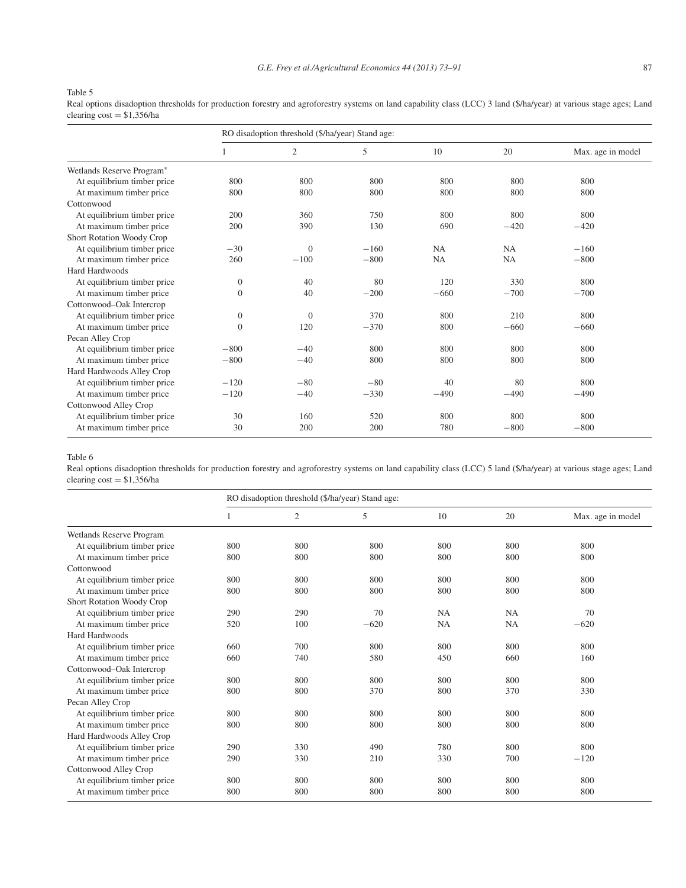Table 5

Real options disadoption thresholds for production forestry and agroforestry systems on land capability class (LCC) 3 land (\$/ha/year) at various stage ages; Land clearing cost = \$1,356/ha

| | RO disadoption threshold (\$/ha/year) Stand age: | | | | | |
|---|---|---|---|---|---|---|
| | 1 | 2 | 5 | 10 | 20 | Max. age in model |
| Wetlands Reserve Program* | | | | | | |
| At equilibrium timber price | 800 | 800 | 800 | 800 | 800 | 800 |
| At maximum timber price | 800 | 800 | 800 | 800 | 800 | 800 |
| Cottonwood | | | | | | |
| At equilibrium timber price | 200 | 360 | 750 | 800 | 800 | 800 |
| At maximum timber price | 200 | 390 | 130 | 690 | −420 | −420 |
| Short Rotation Woody Crop | | | | | | |
| At equilibrium timber price | −30 | 0 | −160 | NA | NA | −160 |
| At maximum timber price | 260 | −100 | −800 | NA | NA | −800 |
| Hard Hardwoods | | | | | | |
| At equilibrium timber price | 0 | 40 | 80 | 120 | 330 | 800 |
| At maximum timber price | 0 | 40 | −200 | −660 | −700 | −700 |
| Cottonwood–Oak Intercrop | | | | | | |
| At equilibrium timber price | 0 | 0 | 370 | 800 | 210 | 800 |
| At maximum timber price | 0 | 120 | −370 | 800 | −660 | −660 |
| Pecan Alley Crop | | | | | | |
| At equilibrium timber price | −800 | −40 | 800 | 800 | 800 | 800 |
| At maximum timber price | −800 | −40 | 800 | 800 | 800 | 800 |
| Hard Hardwoods Alley Crop | | | | | | |
| At equilibrium timber price | −120 | −80 | −80 | 40 | 80 | 800 |
| At maximum timber price | −120 | −40 | −330 | −490 | −490 | −490 |
| Cottonwood Alley Crop | | | | | | |
| At equilibrium timber price | 30 | 160 | 520 | 800 | 800 | 800 |
| At maximum timber price | 30 | 200 | 200 | 780 | −800 | −800 |

Table 6

Real options disadoption thresholds for production forestry and agroforestry systems on land capability class (LCC) 5 land (\$/ha/year) at various stage ages; Land clearing cost = \$1,356/ha

| | RO disadoption threshold (\$/ha/year) Stand age: | | | | | |
|---|---|---|---|---|---|---|
| | 1 | 2 | 5 | 10 | 20 | Max. age in model |
| Wetlands Reserve Program | | | | | | |
| At equilibrium timber price | 800 | 800 | 800 | 800 | 800 | 800 |
| At maximum timber price | 800 | 800 | 800 | 800 | 800 | 800 |
| Cottonwood | | | | | | |
| At equilibrium timber price | 800 | 800 | 800 | 800 | 800 | 800 |
| At maximum timber price | 800 | 800 | 800 | 800 | 800 | 800 |
| Short Rotation Woody Crop | | | | | | |
| At equilibrium timber price | 290 | 290 | 70 | NA | NA | 70 |
| At maximum timber price | 520 | 100 | −620 | NA | NA | −620 |
| Hard Hardwoods | | | | | | |
| At equilibrium timber price | 660 | 700 | 800 | 800 | 800 | 800 |
| At maximum timber price | 660 | 740 | 580 | 450 | 660 | 160 |
| Cottonwood–Oak Intercrop | | | | | | |
| At equilibrium timber price | 800 | 800 | 800 | 800 | 800 | 800 |
| At maximum timber price | 800 | 800 | 370 | 800 | 370 | 330 |
| Pecan Alley Crop | | | | | | |
| At equilibrium timber price | 800 | 800 | 800 | 800 | 800 | 800 |
| At maximum timber price | 800 | 800 | 800 | 800 | 800 | 800 |
| Hard Hardwoods Alley Crop | | | | | | |
| At equilibrium timber price | 290 | 330 | 490 | 780 | 800 | 800 |
| At maximum timber price | 290 | 330 | 210 | 330 | 700 | −120 |
| Cottonwood Alley Crop | | | | | | |
| At equilibrium timber price | 800 | 800 | 800 | 800 | 800 | 800 |
| At maximum timber price | 800 | 800 | 800 | 800 | 800 | 800 |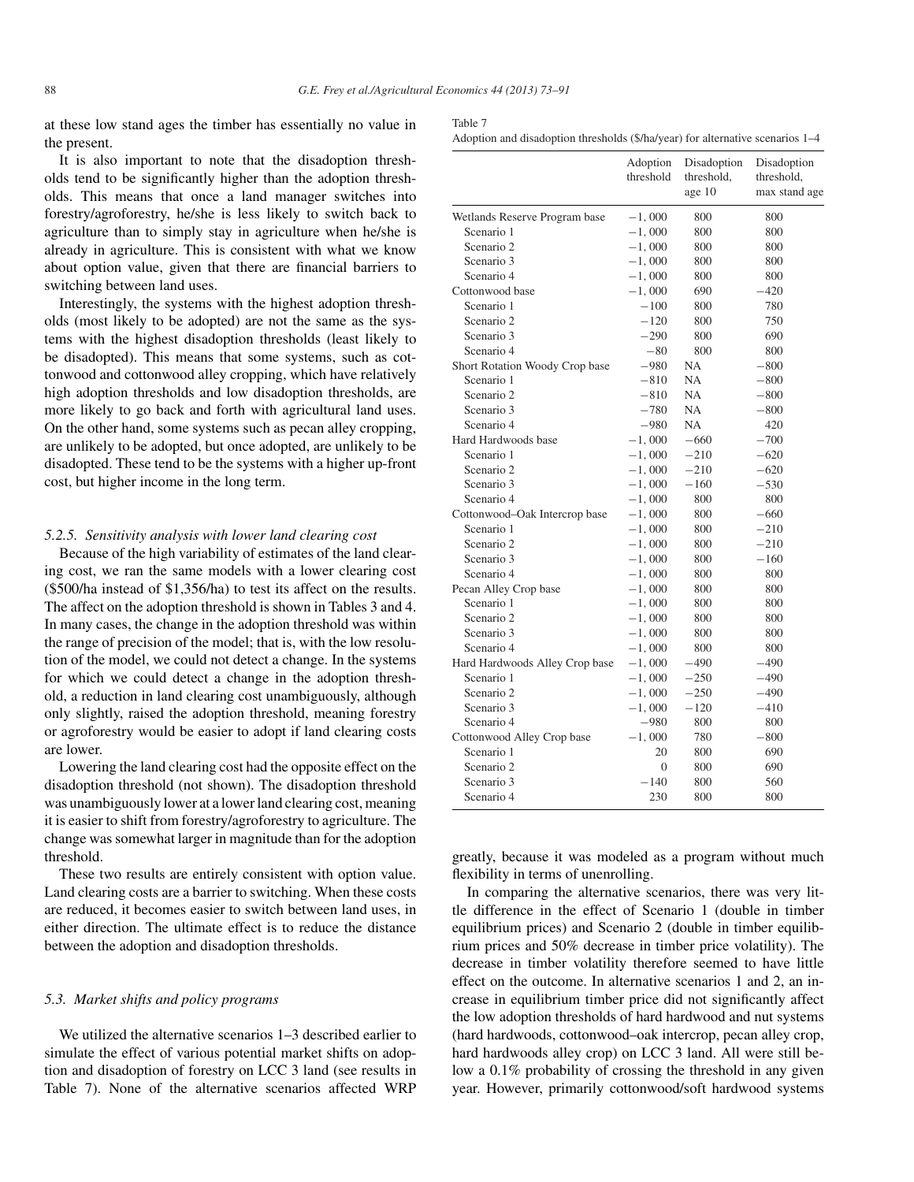at these low stand ages the timber has essentially no value in the present.

It is also important to note that the disadoption thresholds tend to be significantly higher than the adoption thresholds. This means that once a land manager switches into forestry/agroforestry, he/she is less likely to switch back to agriculture than to simply stay in agriculture when he/she is already in agriculture. This is consistent with what we know about option value, given that there are financial barriers to switching between land uses.

Interestingly, the systems with the highest adoption thresholds (most likely to be adopted) are not the same as the systems with the highest disadoption thresholds (least likely to be disadopted). This means that some systems, such as cottonwood and cottonwood alley cropping, which have relatively high adoption thresholds and low disadoption thresholds, are more likely to go back and forth with agricultural land uses. On the other hand, some systems such as pecan alley cropping, are unlikely to be adopted, but once adopted, are unlikely to be disadopted. These tend to be the systems with a higher up-front cost, but higher income in the long term.

### *5.2.5. Sensitivity analysis with lower land clearing cost*

Because of the high variability of estimates of the land clearing cost, we ran the same models with a lower clearing cost (\$500/ha instead of \$1,356/ha) to test its affect on the results. The affect on the adoption threshold is shown in Tables 3 and 4. In many cases, the change in the adoption threshold was within the range of precision of the model; that is, with the low resolution of the model, we could not detect a change. In the systems for which we could detect a change in the adoption threshold, a reduction in land clearing cost unambiguously, although only slightly, raised the adoption threshold, meaning forestry or agroforestry would be easier to adopt if land clearing costs are lower.

Lowering the land clearing cost had the opposite effect on the disadoption threshold (not shown). The disadoption threshold was unambiguously lower at a lower land clearing cost, meaning it is easier to shift from forestry/agroforestry to agriculture. The change was somewhat larger in magnitude than for the adoption threshold.

These two results are entirely consistent with option value. Land clearing costs are a barrier to switching. When these costs are reduced, it becomes easier to switch between land uses, in either direction. The ultimate effect is to reduce the distance between the adoption and disadoption thresholds.

### *5.3. Market shifts and policy programs*

We utilized the alternative scenarios 1–3 described earlier to simulate the effect of various potential market shifts on adoption and disadoption of forestry on LCC 3 land (see results in Table 7). None of the alternative scenarios affected WRP greatly, because it was modeled as a program without much flexibility in terms of unenrolling.

Table 7
Adoption and disadoption thresholds (\$/ha/year) for alternative scenarios 1–4

| | Adoption threshold | Disadoption threshold, age 10 | Disadoption threshold, max stand age |
|---|---|---|---|
| Wetlands Reserve Program base | −1, 000 | 800 | 800 |
| Scenario 1 | −1, 000 | 800 | 800 |
| Scenario 2 | −1, 000 | 800 | 800 |
| Scenario 3 | −1, 000 | 800 | 800 |
| Scenario 4 | −1, 000 | 800 | 800 |
| Cottonwood base | −1, 000 | 690 | −420 |
| Scenario 1 | −100 | 800 | 780 |
| Scenario 2 | −120 | 800 | 750 |
| Scenario 3 | −290 | 800 | 690 |
| Scenario 4 | −80 | 800 | 800 |
| Short Rotation Woody Crop base | −980 | NA | −800 |
| Scenario 1 | −810 | NA | −800 |
| Scenario 2 | −810 | NA | −800 |
| Scenario 3 | −780 | NA | −800 |
| Scenario 4 | −980 | NA | 420 |
| Hard Hardwoods base | −1, 000 | −660 | −700 |
| Scenario 1 | −1, 000 | −210 | −620 |
| Scenario 2 | −1, 000 | −210 | −620 |
| Scenario 3 | −1, 000 | −160 | −530 |
| Scenario 4 | −1, 000 | 800 | 800 |
| Cottonwood–Oak Intercrop base | −1, 000 | 800 | −660 |
| Scenario 1 | −1, 000 | 800 | −210 |
| Scenario 2 | −1, 000 | 800 | −210 |
| Scenario 3 | −1, 000 | 800 | −160 |
| Scenario 4 | −1, 000 | 800 | 800 |
| Pecan Alley Crop base | −1, 000 | 800 | 800 |
| Scenario 1 | −1, 000 | 800 | 800 |
| Scenario 2 | −1, 000 | 800 | 800 |
| Scenario 3 | −1, 000 | 800 | 800 |
| Scenario 4 | −1, 000 | 800 | 800 |
| Hard Hardwoods Alley Crop base | −1, 000 | −490 | −490 |
| Scenario 1 | −1, 000 | −250 | −490 |
| Scenario 2 | −1, 000 | −250 | −490 |
| Scenario 3 | −1, 000 | −120 | −410 |
| Scenario 4 | −980 | 800 | 800 |
| Cottonwood Alley Crop base | −1, 000 | 780 | −800 |
| Scenario 1 | 20 | 800 | 690 |
| Scenario 2 | 0 | 800 | 690 |
| Scenario 3 | −140 | 800 | 560 |
| Scenario 4 | 230 | 800 | 800 |

In comparing the alternative scenarios, there was very little difference in the effect of Scenario 1 (double in timber equilibrium prices) and Scenario 2 (double in timber equilibrium prices and 50% decrease in timber price volatility). The decrease in timber volatility therefore seemed to have little effect on the outcome. In alternative scenarios 1 and 2, an increase in equilibrium timber price did not significantly affect the low adoption thresholds of hard hardwood and nut systems (hard hardwoods, cottonwood–oak intercrop, pecan alley crop, hard hardwoods alley crop) on LCC 3 land. All were still below a 0.1% probability of crossing the threshold in any given year. However, primarily cottonwood/soft hardwood systems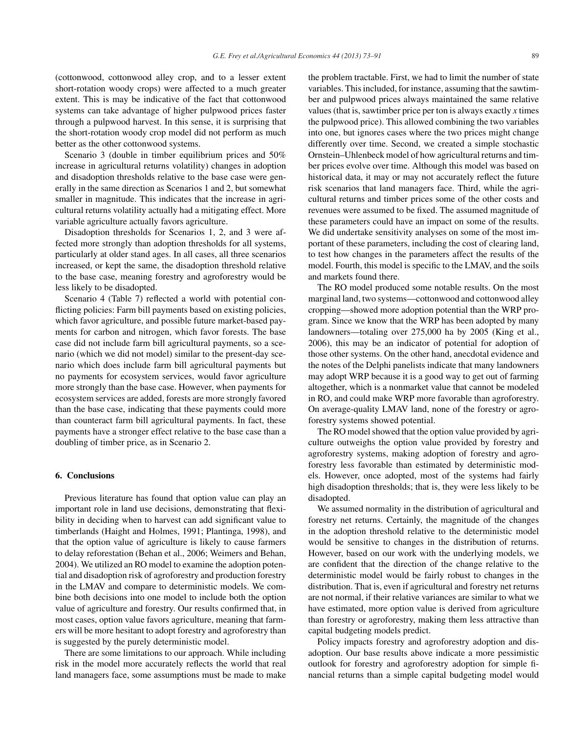(cottonwood, cottonwood alley crop, and to a lesser extent short-rotation woody crops) were affected to a much greater extent. This is may be indicative of the fact that cottonwood systems can take advantage of higher pulpwood prices faster through a pulpwood harvest. In this sense, it is surprising that the short-rotation woody crop model did not perform as much better as the other cottonwood systems.

Scenario 3 (double in timber equilibrium prices and 50% increase in agricultural returns volatility) changes in adoption and disadoption thresholds relative to the base case were generally in the same direction as Scenarios 1 and 2, but somewhat smaller in magnitude. This indicates that the increase in agricultural returns volatility actually had a mitigating effect. More variable agriculture actually favors agriculture.

Disadoption thresholds for Scenarios 1, 2, and 3 were affected more strongly than adoption thresholds for all systems, particularly at older stand ages. In all cases, all three scenarios increased, or kept the same, the disadoption threshold relative to the base case, meaning forestry and agroforestry would be less likely to be disadopted.

Scenario 4 (Table 7) reflected a world with potential conflicting policies: Farm bill payments based on existing policies, which favor agriculture, and possible future market-based payments for carbon and nitrogen, which favor forests. The base case did not include farm bill agricultural payments, so a scenario (which we did not model) similar to the present-day scenario which does include farm bill agricultural payments but no payments for ecosystem services, would favor agriculture more strongly than the base case. However, when payments for ecosystem services are added, forests are more strongly favored than the base case, indicating that these payments could more than counteract farm bill agricultural payments. In fact, these payments have a stronger effect relative to the base case than a doubling of timber price, as in Scenario 2.

## 6. Conclusions

Previous literature has found that option value can play an important role in land use decisions, demonstrating that flexibility in deciding when to harvest can add significant value to timberlands (Haight and Holmes, 1991; Plantinga, 1998), and that the option value of agriculture is likely to cause farmers to delay reforestation (Behan et al., 2006; Weimers and Behan, 2004). We utilized an RO model to examine the adoption potential and disadoption risk of agroforestry and production forestry in the LMAV and compare to deterministic models. We combine both decisions into one model to include both the option value of agriculture and forestry. Our results confirmed that, in most cases, option value favors agriculture, meaning that farmers will be more hesitant to adopt forestry and agroforestry than is suggested by the purely deterministic model.

There are some limitations to our approach. While including risk in the model more accurately reflects the world that real land managers face, some assumptions must be made to make the problem tractable. First, we had to limit the number of state variables. This included, for instance, assuming that the sawtimber and pulpwood prices always maintained the same relative values (that is, sawtimber price per ton is always exactly *x* times the pulpwood price). This allowed combining the two variables into one, but ignores cases where the two prices might change differently over time. Second, we created a simple stochastic Ornstein–Uhlenbeck model of how agricultural returns and timber prices evolve over time. Although this model was based on historical data, it may or may not accurately reflect the future risk scenarios that land managers face. Third, while the agricultural returns and timber prices some of the other costs and revenues were assumed to be fixed. The assumed magnitude of these parameters could have an impact on some of the results. We did undertake sensitivity analyses on some of the most important of these parameters, including the cost of clearing land, to test how changes in the parameters affect the results of the model. Fourth, this model is specific to the LMAV, and the soils and markets found there.

The RO model produced some notable results. On the most marginal land, two systems—cottonwood and cottonwood alley cropping—showed more adoption potential than the WRP program. Since we know that the WRP has been adopted by many landowners—totaling over 275,000 ha by 2005 (King et al., 2006), this may be an indicator of potential for adoption of those other systems. On the other hand, anecdotal evidence and the notes of the Delphi panelists indicate that many landowners may adopt WRP because it is a good way to get out of farming altogether, which is a nonmarket value that cannot be modeled in RO, and could make WRP more favorable than agroforestry. On average-quality LMAV land, none of the forestry or agroforestry systems showed potential.

The RO model showed that the option value provided by agriculture outweighs the option value provided by forestry and agroforestry systems, making adoption of forestry and agroforestry less favorable than estimated by deterministic models. However, once adopted, most of the systems had fairly high disadoption thresholds; that is, they were less likely to be disadopted.

We assumed normality in the distribution of agricultural and forestry net returns. Certainly, the magnitude of the changes in the adoption threshold relative to the deterministic model would be sensitive to changes in the distribution of returns. However, based on our work with the underlying models, we are confident that the direction of the change relative to the deterministic model would be fairly robust to changes in the distribution. That is, even if agricultural and forestry net returns are not normal, if their relative variances are similar to what we have estimated, more option value is derived from agriculture than forestry or agroforestry, making them less attractive than capital budgeting models predict.

Policy impacts forestry and agroforestry adoption and disadoption. Our base results above indicate a more pessimistic outlook for forestry and agroforestry adoption for simple financial returns than a simple capital budgeting model would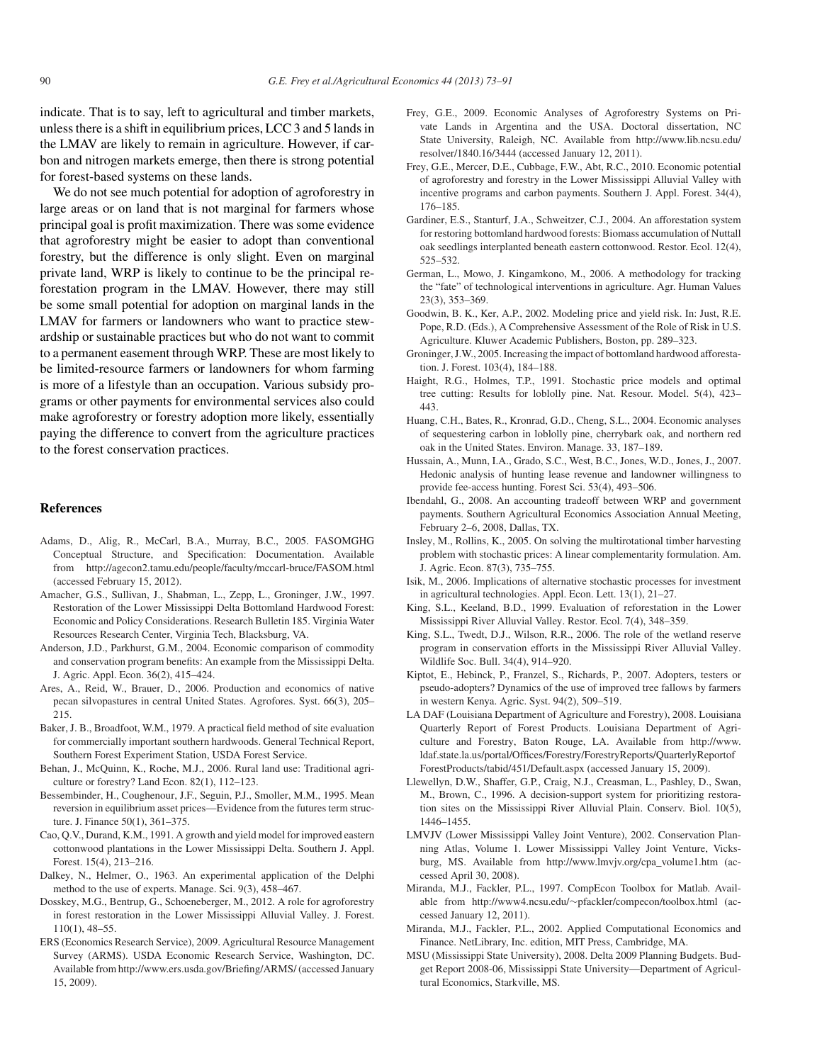indicate. That is to say, left to agricultural and timber markets, unless there is a shift in equilibrium prices, LCC 3 and 5 lands in the LMAV are likely to remain in agriculture. However, if carbon and nitrogen markets emerge, then there is strong potential for forest-based systems on these lands.

We do not see much potential for adoption of agroforestry in large areas or on land that is not marginal for farmers whose principal goal is profit maximization. There was some evidence that agroforestry might be easier to adopt than conventional forestry, but the difference is only slight. Even on marginal private land, WRP is likely to continue to be the principal reforestation program in the LMAV. However, there may still be some small potential for adoption on marginal lands in the LMAV for farmers or landowners who want to practice stewardship or sustainable practices but who do not want to commit to a permanent easement through WRP. These are most likely to be limited-resource farmers or landowners for whom farming is more of a lifestyle than an occupation. Various subsidy programs or other payments for environmental services also could make agroforestry or forestry adoption more likely, essentially paying the difference to convert from the agriculture practices to the forest conservation practices.

## References

Adams, D., Alig, R., McCarl, B.A., Murray, B.C., 2005. FASOMGHG Conceptual Structure, and Specification: Documentation. Available from http://agecon2.tamu.edu/people/faculty/mccarl-bruce/FASOM.html (accessed February 15, 2012).

Amacher, G.S., Sullivan, J., Shabman, L., Zepp, L., Groninger, J.W., 1997. Restoration of the Lower Mississippi Delta Bottomland Hardwood Forest: Economic and Policy Considerations. Research Bulletin 185. Virginia Water Resources Research Center, Virginia Tech, Blacksburg, VA.

Anderson, J.D., Parkhurst, G.M., 2004. Economic comparison of commodity and conservation program benefits: An example from the Mississippi Delta. J. Agric. Appl. Econ. 36(2), 415–424.

Ares, A., Reid, W., Brauer, D., 2006. Production and economics of native pecan silvopastures in central United States. Agrofores. Syst. 66(3), 205–215.

Baker, J. B., Broadfoot, W.M., 1979. A practical field method of site evaluation for commercially important southern hardwoods. General Technical Report, Southern Forest Experiment Station, USDA Forest Service.

Behan, J., McQuinn, K., Roche, M.J., 2006. Rural land use: Traditional agriculture or forestry? Land Econ. 82(1), 112–123.

Bessembinder, H., Coughenour, J.F., Seguin, P.J., Smoller, M.M., 1995. Mean reversion in equilibrium asset prices—Evidence from the futures term structure. J. Finance 50(1), 361–375.

Cao, Q.V., Durand, K.M., 1991. A growth and yield model for improved eastern cottonwood plantations in the Lower Mississippi Delta. Southern J. Appl. Forest. 15(4), 213–216.

Dalkey, N., Helmer, O., 1963. An experimental application of the Delphi method to the use of experts. Manage. Sci. 9(3), 458–467.

Dosskey, M.G., Bentrup, G., Schoeneberger, M., 2012. A role for agroforestry in forest restoration in the Lower Mississippi Alluvial Valley. J. Forest. 110(1), 48–55.

ERS (Economics Research Service), 2009. Agricultural Resource Management Survey (ARMS). USDA Economic Research Service, Washington, DC. Available from http://www.ers.usda.gov/Briefing/ARMS/ (accessed January 15, 2009).

Frey, G.E., 2009. Economic Analyses of Agroforestry Systems on Private Lands in Argentina and the USA. Doctoral dissertation, NC State University, Raleigh, NC. Available from http://www.lib.ncsu.edu/resolver/1840.16/3444 (accessed January 12, 2011).

Frey, G.E., Mercer, D.E., Cubbage, F.W., Abt, R.C., 2010. Economic potential of agroforestry and forestry in the Lower Mississippi Alluvial Valley with incentive programs and carbon payments. Southern J. Appl. Forest. 34(4), 176–185.

Gardiner, E.S., Stanturf, J.A., Schweitzer, C.J., 2004. An afforestation system for restoring bottomland hardwood forests: Biomass accumulation of Nuttall oak seedlings interplanted beneath eastern cottonwood. Restor. Ecol. 12(4), 525–532.

German, L., Mowo, J. Kingamkono, M., 2006. A methodology for tracking the "fate" of technological interventions in agriculture. Agr. Human Values 23(3), 353–369.

Goodwin, B. K., Ker, A.P., 2002. Modeling price and yield risk. In: Just, R.E. Pope, R.D. (Eds.), A Comprehensive Assessment of the Role of Risk in U.S. Agriculture. Kluwer Academic Publishers, Boston, pp. 289–323.

Groninger, J.W., 2005. Increasing the impact of bottomland hardwood afforestation. J. Forest. 103(4), 184–188.

Haight, R.G., Holmes, T.P., 1991. Stochastic price models and optimal tree cutting: Results for loblolly pine. Nat. Resour. Model. 5(4), 423–443.

Huang, C.H., Bates, R., Kronrad, G.D., Cheng, S.L., 2004. Economic analyses of sequestering carbon in loblolly pine, cherrybark oak, and northern red oak in the United States. Environ. Manage. 33, 187–189.

Hussain, A., Munn, I.A., Grado, S.C., West, B.C., Jones, W.D., Jones, J., 2007. Hedonic analysis of hunting lease revenue and landowner willingness to provide fee-access hunting. Forest Sci. 53(4), 493–506.

Ibendahl, G., 2008. An accounting tradeoff between WRP and government payments. Southern Agricultural Economics Association Annual Meeting, February 2–6, 2008, Dallas, TX.

Insley, M., Rollins, K., 2005. On solving the multirotational timber harvesting problem with stochastic prices: A linear complementarity formulation. Am. J. Agric. Econ. 87(3), 735–755.

Isik, M., 2006. Implications of alternative stochastic processes for investment in agricultural technologies. Appl. Econ. Lett. 13(1), 21–27.

King, S.L., Keeland, B.D., 1999. Evaluation of reforestation in the Lower Mississippi River Alluvial Valley. Restor. Ecol. 7(4), 348–359.

King, S.L., Twedt, D.J., Wilson, R.R., 2006. The role of the wetland reserve program in conservation efforts in the Mississippi River Alluvial Valley. Wildlife Soc. Bull. 34(4), 914–920.

Kiptot, E., Hebinck, P., Franzel, S., Richards, P., 2007. Adopters, testers or pseudo-adopters? Dynamics of the use of improved tree fallows by farmers in western Kenya. Agric. Syst. 94(2), 509–519.

LA DAF (Louisiana Department of Agriculture and Forestry), 2008. Louisiana Quarterly Report of Forest Products. Louisiana Department of Agriculture and Forestry, Baton Rouge, LA. Available from http://www.ldaf.state.la.us/portal/Offices/Forestry/ForestryReports/QuarterlyReportofForestProducts/tabid/451/Default.aspx (accessed January 15, 2009).

Llewellyn, D.W., Shaffer, G.P., Craig, N.J., Creasman, L., Pashley, D., Swan, M., Brown, C., 1996. A decision-support system for prioritizing restoration sites on the Mississippi River Alluvial Plain. Conserv. Biol. 10(5), 1446–1455.

LMVJV (Lower Mississippi Valley Joint Venture), 2002. Conservation Planning Atlas, Volume 1. Lower Mississippi Valley Joint Venture, Vicksburg, MS. Available from http://www.lmvjv.org/cpa_volume1.htm (accessed April 30, 2008).

Miranda, M.J., Fackler, P.L., 1997. CompEcon Toolbox for Matlab. Available from http://www4.ncsu.edu/~pfackler/compecon/toolbox.html (accessed January 12, 2011).

Miranda, M.J., Fackler, P.L., 2002. Applied Computational Economics and Finance. NetLibrary, Inc. edition, MIT Press, Cambridge, MA.

MSU (Mississippi State University), 2008. Delta 2009 Planning Budgets. Budget Report 2008-06, Mississippi State University—Department of Agricultural Economics, Starkville, MS.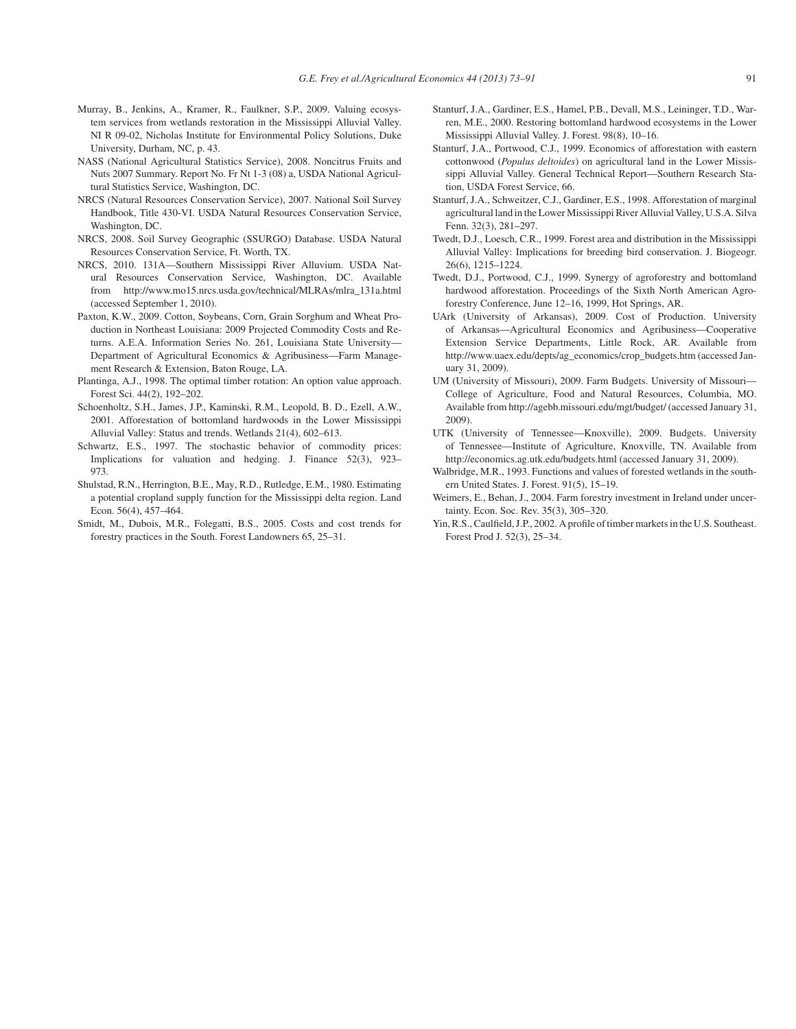Murray, B., Jenkins, A., Kramer, R., Faulkner, S.P., 2009. Valuing ecosystem services from wetlands restoration in the Mississippi Alluvial Valley. NI R 09-02, Nicholas Institute for Environmental Policy Solutions, Duke University, Durham, NC, p. 43.

NASS (National Agricultural Statistics Service), 2008. Noncitrus Fruits and Nuts 2007 Summary. Report No. Fr Nt 1-3 (08) a, USDA National Agricultural Statistics Service, Washington, DC.

NRCS (Natural Resources Conservation Service), 2007. National Soil Survey Handbook, Title 430-VI. USDA Natural Resources Conservation Service, Washington, DC.

NRCS, 2008. Soil Survey Geographic (SSURGO) Database. USDA Natural Resources Conservation Service, Ft. Worth, TX.

NRCS, 2010. 131A—Southern Mississippi River Alluvium. USDA Natural Resources Conservation Service, Washington, DC. Available from http://www.mo15.nrcs.usda.gov/technical/MLRAs/mlra_131a.html (accessed September 1, 2010).

Paxton, K.W., 2009. Cotton, Soybeans, Corn, Grain Sorghum and Wheat Production in Northeast Louisiana: 2009 Projected Commodity Costs and Returns. A.E.A. Information Series No. 261, Louisiana State University—Department of Agricultural Economics & Agribusiness—Farm Management Research & Extension, Baton Rouge, LA.

Plantinga, A.J., 1998. The optimal timber rotation: An option value approach. Forest Sci. 44(2), 192–202.

Schoenholtz, S.H., James, J.P., Kaminski, R.M., Leopold, B. D., Ezell, A.W., 2001. Afforestation of bottomland hardwoods in the Lower Mississippi Alluvial Valley: Status and trends. Wetlands 21(4), 602–613.

Schwartz, E.S., 1997. The stochastic behavior of commodity prices: Implications for valuation and hedging. J. Finance 52(3), 923–973.

Shulstad, R.N., Herrington, B.E., May, R.D., Rutledge, E.M., 1980. Estimating a potential cropland supply function for the Mississippi delta region. Land Econ. 56(4), 457–464.

Smidt, M., Dubois, M.R., Folegatti, B.S., 2005. Costs and cost trends for forestry practices in the South. Forest Landowners 65, 25–31.

Stanturf, J.A., Gardiner, E.S., Hamel, P.B., Devall, M.S., Leininger, T.D., Warren, M.E., 2000. Restoring bottomland hardwood ecosystems in the Lower Mississippi Alluvial Valley. J. Forest. 98(8), 10–16.

Stanturf, J.A., Portwood, C.J., 1999. Economics of afforestation with eastern cottonwood (*Populus deltoides*) on agricultural land in the Lower Mississippi Alluvial Valley. General Technical Report—Southern Research Station, USDA Forest Service, 66.

Stanturf, J.A., Schweitzer, C.J., Gardiner, E.S., 1998. Afforestation of marginal agricultural land in the Lower Mississippi River Alluvial Valley, U.S.A. Silva Fenn. 32(3), 281–297.

Twedt, D.J., Loesch, C.R., 1999. Forest area and distribution in the Mississippi Alluvial Valley: Implications for breeding bird conservation. J. Biogeogr. 26(6), 1215–1224.

Twedt, D.J., Portwood, C.J., 1999. Synergy of agroforestry and bottomland hardwood afforestation. Proceedings of the Sixth North American Agroforestry Conference, June 12–16, 1999, Hot Springs, AR.

UArk (University of Arkansas), 2009. Cost of Production. University of Arkansas—Agricultural Economics and Agribusiness—Cooperative Extension Service Departments, Little Rock, AR. Available from http://www.uaex.edu/depts/ag_economics/crop_budgets.htm (accessed January 31, 2009).

UM (University of Missouri), 2009. Farm Budgets. University of Missouri—College of Agriculture, Food and Natural Resources, Columbia, MO. Available from http://agebb.missouri.edu/mgt/budget/ (accessed January 31, 2009).

UTK (University of Tennessee—Knoxville), 2009. Budgets. University of Tennessee—Institute of Agriculture, Knoxville, TN. Available from http://economics.ag.utk.edu/budgets.html (accessed January 31, 2009).

Walbridge, M.R., 1993. Functions and values of forested wetlands in the southern United States. J. Forest. 91(5), 15–19.

Weimers, E., Behan, J., 2004. Farm forestry investment in Ireland under uncertainty. Econ. Soc. Rev. 35(3), 305–320.

Yin, R.S., Caulfield, J.P., 2002. A profile of timber markets in the U.S. Southeast. Forest Prod J. 52(3), 25–34.